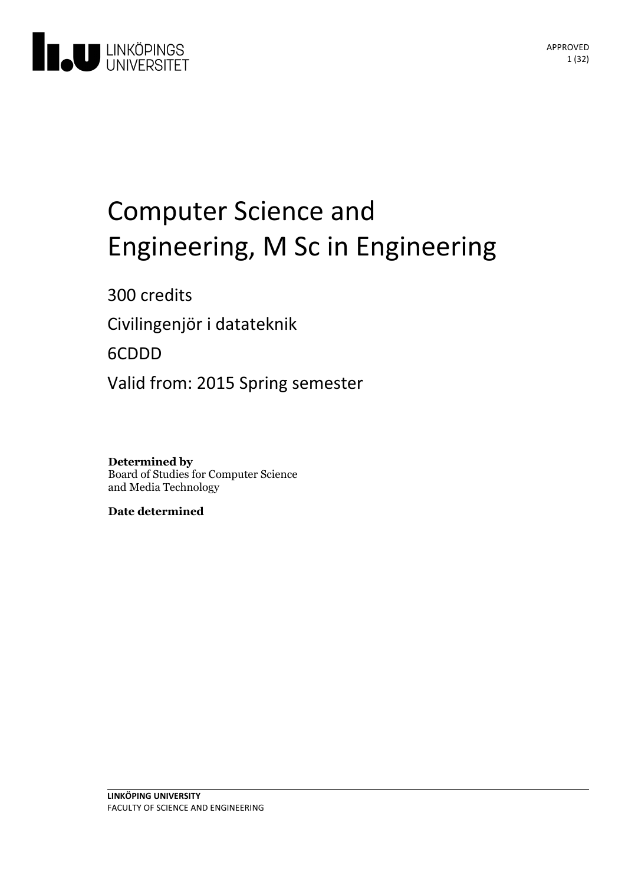LINKÖPINGS UNIVERSITET

APPROVED

# Computer Science and Engineering, M Sc in Engineering

300 credits

Civilingenjör i datateknik

6CDDD

Valid from: 2015 Spring semester

**Determined by**
Board of Studies for Computer Science and Media Technology

**Date determined**

**LINKÖPING UNIVERSITY**
FACULTY OF SCIENCE AND ENGINEERING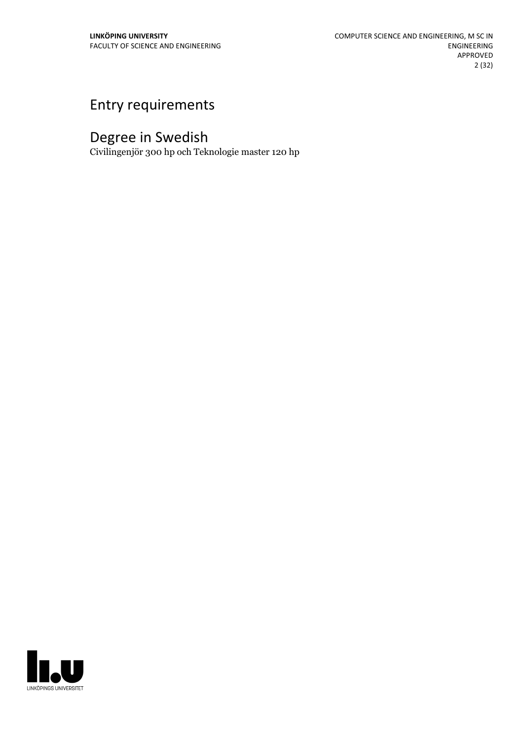# Entry requirements

# Degree in Swedish

Civilingenjör 300 hp och Teknologie master 120 hp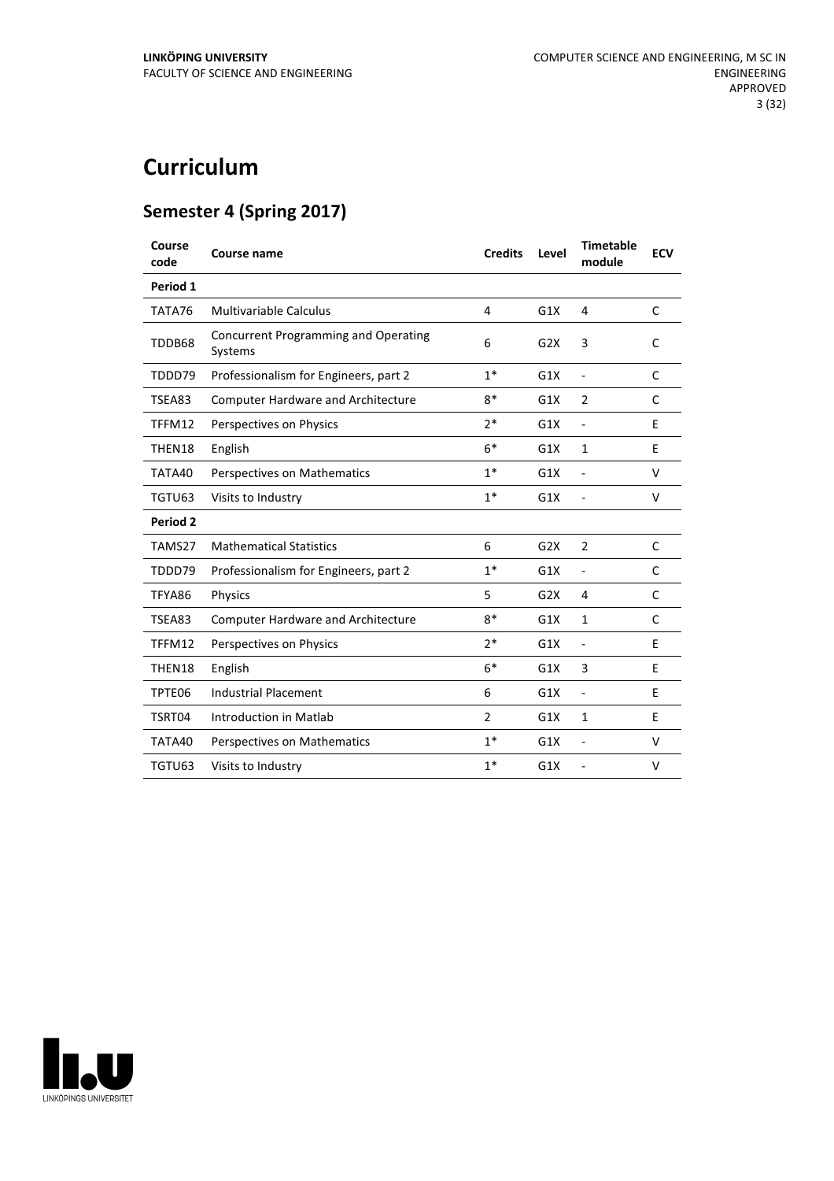# Curriculum

## Semester 4 (Spring 2017)

| Course code | Course name | Credits | Level | Timetable module | ECV |
|---|---|---|---|---|---|
| **Period 1** | | | | | |
| TATA76 | Multivariable Calculus | 4 | G1X | 4 | C |
| TDDB68 | Concurrent Programming and Operating Systems | 6 | G2X | 3 | C |
| TDDD79 | Professionalism for Engineers, part 2 | 1* | G1X | - | C |
| TSEA83 | Computer Hardware and Architecture | 8* | G1X | 2 | C |
| TFFM12 | Perspectives on Physics | 2* | G1X | - | E |
| THEN18 | English | 6* | G1X | 1 | E |
| TATA40 | Perspectives on Mathematics | 1* | G1X | - | V |
| TGTU63 | Visits to Industry | 1* | G1X | - | V |
| **Period 2** | | | | | |
| TAMS27 | Mathematical Statistics | 6 | G2X | 2 | C |
| TDDD79 | Professionalism for Engineers, part 2 | 1* | G1X | - | C |
| TFYA86 | Physics | 5 | G2X | 4 | C |
| TSEA83 | Computer Hardware and Architecture | 8* | G1X | 1 | C |
| TFFM12 | Perspectives on Physics | 2* | G1X | - | E |
| THEN18 | English | 6* | G1X | 3 | E |
| TPTE06 | Industrial Placement | 6 | G1X | - | E |
| TSRT04 | Introduction in Matlab | 2 | G1X | 1 | E |
| TATA40 | Perspectives on Mathematics | 1* | G1X | - | V |
| TGTU63 | Visits to Industry | 1* | G1X | - | V |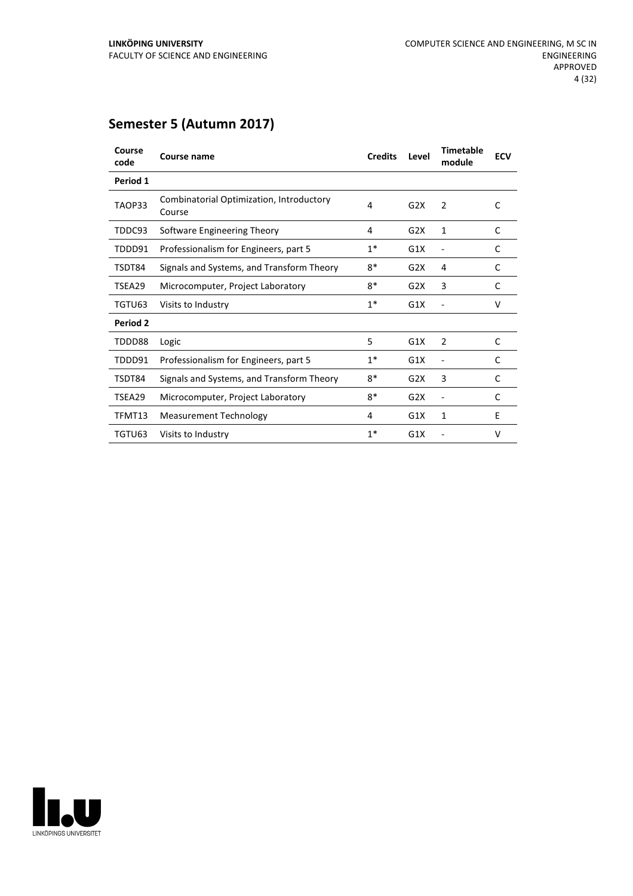## Semester 5 (Autumn 2017)

| Course code | Course name | Credits | Level | Timetable module | ECV |
|---|---|---|---|---|---|
| **Period 1** | | | | | |
| TAOP33 | Combinatorial Optimization, Introductory Course | 4 | G2X | 2 | C |
| TDDC93 | Software Engineering Theory | 4 | G2X | 1 | C |
| TDDD91 | Professionalism for Engineers, part 5 | 1* | G1X | - | C |
| TSDT84 | Signals and Systems, and Transform Theory | 8* | G2X | 4 | C |
| TSEA29 | Microcomputer, Project Laboratory | 8* | G2X | 3 | C |
| TGTU63 | Visits to Industry | 1* | G1X | - | V |
| **Period 2** | | | | | |
| TDDD88 | Logic | 5 | G1X | 2 | C |
| TDDD91 | Professionalism for Engineers, part 5 | 1* | G1X | - | C |
| TSDT84 | Signals and Systems, and Transform Theory | 8* | G2X | 3 | C |
| TSEA29 | Microcomputer, Project Laboratory | 8* | G2X | - | C |
| TFMT13 | Measurement Technology | 4 | G1X | 1 | E |
| TGTU63 | Visits to Industry | 1* | G1X | - | V |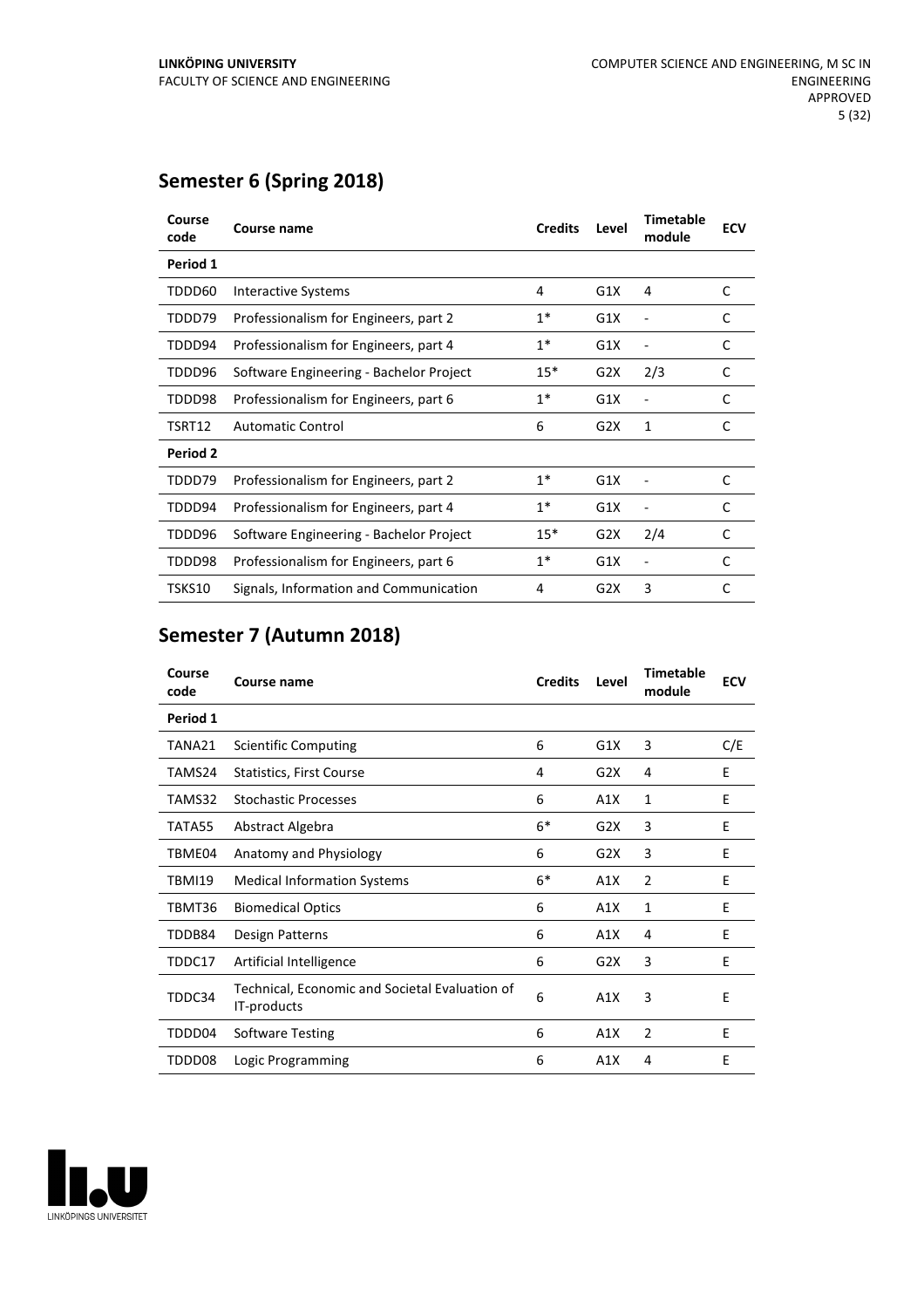## Semester 6 (Spring 2018)

| Course code | Course name | Credits | Level | Timetable module | ECV |
|---|---|---|---|---|---|
| **Period 1** | | | | | |
| TDDD60 | Interactive Systems | 4 | G1X | 4 | C |
| TDDD79 | Professionalism for Engineers, part 2 | 1* | G1X | - | C |
| TDDD94 | Professionalism for Engineers, part 4 | 1* | G1X | - | C |
| TDDD96 | Software Engineering - Bachelor Project | 15* | G2X | 2/3 | C |
| TDDD98 | Professionalism for Engineers, part 6 | 1* | G1X | - | C |
| TSRT12 | Automatic Control | 6 | G2X | 1 | C |
| **Period 2** | | | | | |
| TDDD79 | Professionalism for Engineers, part 2 | 1* | G1X | - | C |
| TDDD94 | Professionalism for Engineers, part 4 | 1* | G1X | - | C |
| TDDD96 | Software Engineering - Bachelor Project | 15* | G2X | 2/4 | C |
| TDDD98 | Professionalism for Engineers, part 6 | 1* | G1X | - | C |
| TSKS10 | Signals, Information and Communication | 4 | G2X | 3 | C |

## Semester 7 (Autumn 2018)

| Course code | Course name | Credits | Level | Timetable module | ECV |
|---|---|---|---|---|---|
| **Period 1** | | | | | |
| TANA21 | Scientific Computing | 6 | G1X | 3 | C/E |
| TAMS24 | Statistics, First Course | 4 | G2X | 4 | E |
| TAMS32 | Stochastic Processes | 6 | A1X | 1 | E |
| TATA55 | Abstract Algebra | 6* | G2X | 3 | E |
| TBME04 | Anatomy and Physiology | 6 | G2X | 3 | E |
| TBMI19 | Medical Information Systems | 6* | A1X | 2 | E |
| TBMT36 | Biomedical Optics | 6 | A1X | 1 | E |
| TDDB84 | Design Patterns | 6 | A1X | 4 | E |
| TDDC17 | Artificial Intelligence | 6 | G2X | 3 | E |
| TDDC34 | Technical, Economic and Societal Evaluation of IT-products | 6 | A1X | 3 | E |
| TDDD04 | Software Testing | 6 | A1X | 2 | E |
| TDDD08 | Logic Programming | 6 | A1X | 4 | E |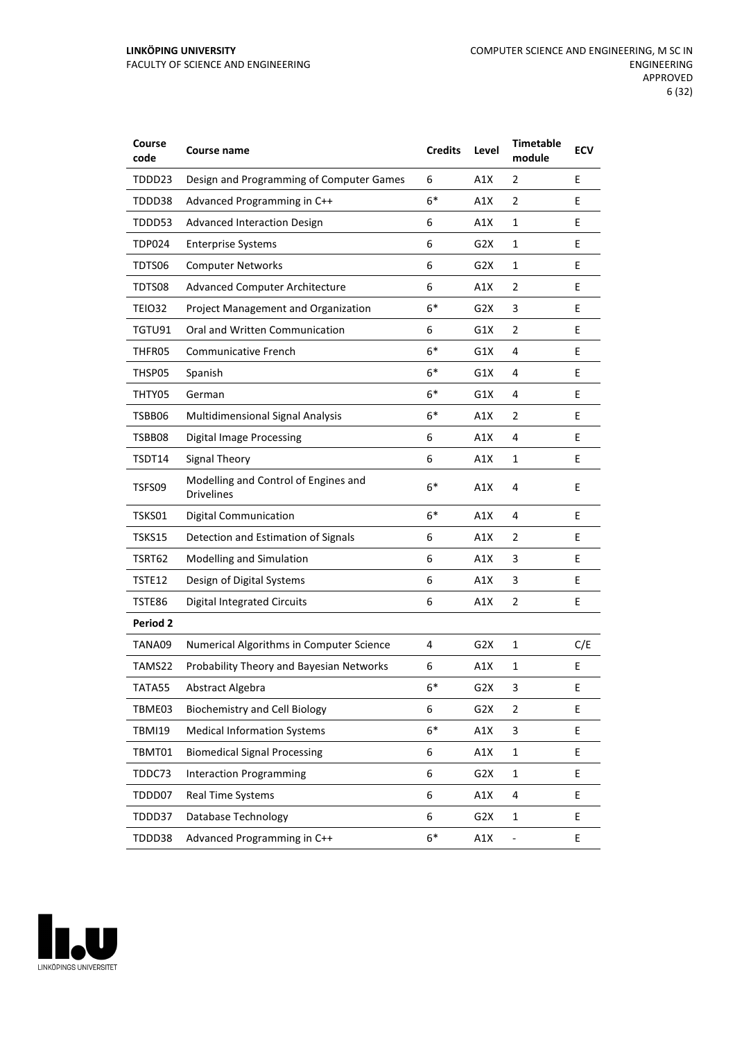| Course code | Course name | Credits | Level | Timetable module | ECV |
|---|---|---|---|---|---|
| TDDD23 | Design and Programming of Computer Games | 6 | A1X | 2 | E |
| TDDD38 | Advanced Programming in C++ | 6* | A1X | 2 | E |
| TDDD53 | Advanced Interaction Design | 6 | A1X | 1 | E |
| TDP024 | Enterprise Systems | 6 | G2X | 1 | E |
| TDTS06 | Computer Networks | 6 | G2X | 1 | E |
| TDTS08 | Advanced Computer Architecture | 6 | A1X | 2 | E |
| TEIO32 | Project Management and Organization | 6* | G2X | 3 | E |
| TGTU91 | Oral and Written Communication | 6 | G1X | 2 | E |
| THFR05 | Communicative French | 6* | G1X | 4 | E |
| THSP05 | Spanish | 6* | G1X | 4 | E |
| THTY05 | German | 6* | G1X | 4 | E |
| TSBB06 | Multidimensional Signal Analysis | 6* | A1X | 2 | E |
| TSBB08 | Digital Image Processing | 6 | A1X | 4 | E |
| TSDT14 | Signal Theory | 6 | A1X | 1 | E |
| TSFS09 | Modelling and Control of Engines and Drivelines | 6* | A1X | 4 | E |
| TSKS01 | Digital Communication | 6* | A1X | 4 | E |
| TSKS15 | Detection and Estimation of Signals | 6 | A1X | 2 | E |
| TSRT62 | Modelling and Simulation | 6 | A1X | 3 | E |
| TSTE12 | Design of Digital Systems | 6 | A1X | 3 | E |
| TSTE86 | Digital Integrated Circuits | 6 | A1X | 2 | E |
| **Period 2** | | | | | |
| TANA09 | Numerical Algorithms in Computer Science | 4 | G2X | 1 | C/E |
| TAMS22 | Probability Theory and Bayesian Networks | 6 | A1X | 1 | E |
| TATA55 | Abstract Algebra | 6* | G2X | 3 | E |
| TBME03 | Biochemistry and Cell Biology | 6 | G2X | 2 | E |
| TBMI19 | Medical Information Systems | 6* | A1X | 3 | E |
| TBMT01 | Biomedical Signal Processing | 6 | A1X | 1 | E |
| TDDC73 | Interaction Programming | 6 | G2X | 1 | E |
| TDDD07 | Real Time Systems | 6 | A1X | 4 | E |
| TDDD37 | Database Technology | 6 | G2X | 1 | E |
| TDDD38 | Advanced Programming in C++ | 6* | A1X | - | E |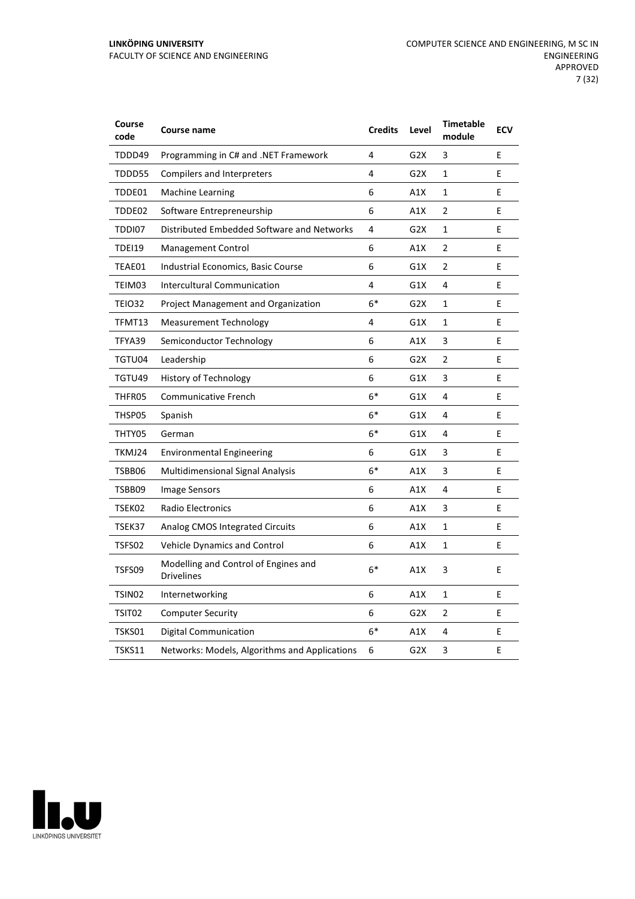| Course code | Course name | Credits | Level | Timetable module | ECV |
|---|---|---|---|---|---|
| TDDD49 | Programming in C# and .NET Framework | 4 | G2X | 3 | E |
| TDDD55 | Compilers and Interpreters | 4 | G2X | 1 | E |
| TDDE01 | Machine Learning | 6 | A1X | 1 | E |
| TDDE02 | Software Entrepreneurship | 6 | A1X | 2 | E |
| TDDI07 | Distributed Embedded Software and Networks | 4 | G2X | 1 | E |
| TDEI19 | Management Control | 6 | A1X | 2 | E |
| TEAE01 | Industrial Economics, Basic Course | 6 | G1X | 2 | E |
| TEIM03 | Intercultural Communication | 4 | G1X | 4 | E |
| TEIO32 | Project Management and Organization | 6* | G2X | 1 | E |
| TFMT13 | Measurement Technology | 4 | G1X | 1 | E |
| TFYA39 | Semiconductor Technology | 6 | A1X | 3 | E |
| TGTU04 | Leadership | 6 | G2X | 2 | E |
| TGTU49 | History of Technology | 6 | G1X | 3 | E |
| THFR05 | Communicative French | 6* | G1X | 4 | E |
| THSP05 | Spanish | 6* | G1X | 4 | E |
| THTY05 | German | 6* | G1X | 4 | E |
| TKMJ24 | Environmental Engineering | 6 | G1X | 3 | E |
| TSBB06 | Multidimensional Signal Analysis | 6* | A1X | 3 | E |
| TSBB09 | Image Sensors | 6 | A1X | 4 | E |
| TSEK02 | Radio Electronics | 6 | A1X | 3 | E |
| TSEK37 | Analog CMOS Integrated Circuits | 6 | A1X | 1 | E |
| TSFS02 | Vehicle Dynamics and Control | 6 | A1X | 1 | E |
| TSFS09 | Modelling and Control of Engines and Drivelines | 6* | A1X | 3 | E |
| TSIN02 | Internetworking | 6 | A1X | 1 | E |
| TSIT02 | Computer Security | 6 | G2X | 2 | E |
| TSKS01 | Digital Communication | 6* | A1X | 4 | E |
| TSKS11 | Networks: Models, Algorithms and Applications | 6 | G2X | 3 | E |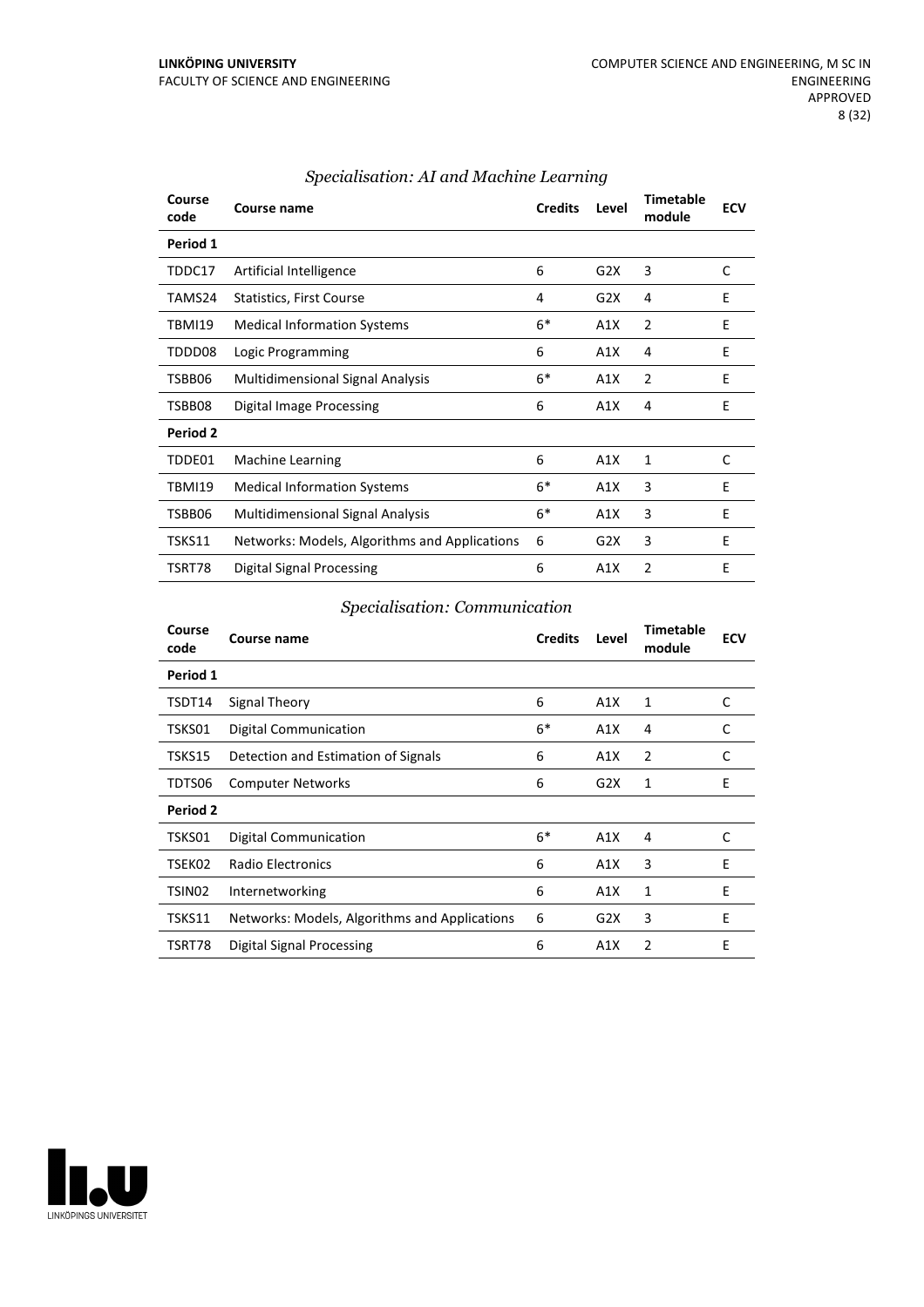### *Specialisation: AI and Machine Learning*

| Course code | Course name | Credits | Level | Timetable module | ECV |
|---|---|---|---|---|---|
| **Period 1** | | | | | |
| TDDC17 | Artificial Intelligence | 6 | G2X | 3 | C |
| TAMS24 | Statistics, First Course | 4 | G2X | 4 | E |
| TBMI19 | Medical Information Systems | 6* | A1X | 2 | E |
| TDDD08 | Logic Programming | 6 | A1X | 4 | E |
| TSBB06 | Multidimensional Signal Analysis | 6* | A1X | 2 | E |
| TSBB08 | Digital Image Processing | 6 | A1X | 4 | E |
| **Period 2** | | | | | |
| TDDE01 | Machine Learning | 6 | A1X | 1 | C |
| TBMI19 | Medical Information Systems | 6* | A1X | 3 | E |
| TSBB06 | Multidimensional Signal Analysis | 6* | A1X | 3 | E |
| TSKS11 | Networks: Models, Algorithms and Applications | 6 | G2X | 3 | E |
| TSRT78 | Digital Signal Processing | 6 | A1X | 2 | E |

### *Specialisation: Communication*

| Course code | Course name | Credits | Level | Timetable module | ECV |
|---|---|---|---|---|---|
| **Period 1** | | | | | |
| TSDT14 | Signal Theory | 6 | A1X | 1 | C |
| TSKS01 | Digital Communication | 6* | A1X | 4 | C |
| TSKS15 | Detection and Estimation of Signals | 6 | A1X | 2 | C |
| TDTS06 | Computer Networks | 6 | G2X | 1 | E |
| **Period 2** | | | | | |
| TSKS01 | Digital Communication | 6* | A1X | 4 | C |
| TSEK02 | Radio Electronics | 6 | A1X | 3 | E |
| TSIN02 | Internetworking | 6 | A1X | 1 | E |
| TSKS11 | Networks: Models, Algorithms and Applications | 6 | G2X | 3 | E |
| TSRT78 | Digital Signal Processing | 6 | A1X | 2 | E |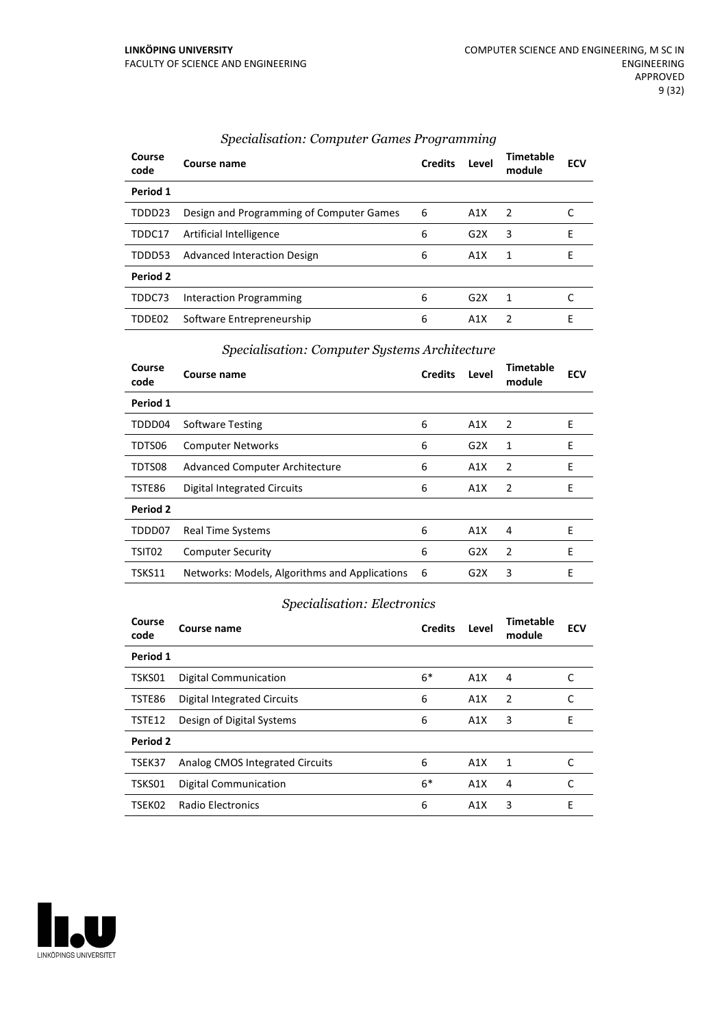### *Specialisation: Computer Games Programming*

| Course code | Course name | Credits | Level | Timetable module | ECV |
|---|---|---|---|---|---|
| **Period 1** | | | | | |
| TDDD23 | Design and Programming of Computer Games | 6 | A1X | 2 | C |
| TDDC17 | Artificial Intelligence | 6 | G2X | 3 | E |
| TDDD53 | Advanced Interaction Design | 6 | A1X | 1 | E |
| **Period 2** | | | | | |
| TDDC73 | Interaction Programming | 6 | G2X | 1 | C |
| TDDE02 | Software Entrepreneurship | 6 | A1X | 2 | E |

### *Specialisation: Computer Systems Architecture*

| Course code | Course name | Credits | Level | Timetable module | ECV |
|---|---|---|---|---|---|
| **Period 1** | | | | | |
| TDDD04 | Software Testing | 6 | A1X | 2 | E |
| TDTS06 | Computer Networks | 6 | G2X | 1 | E |
| TDTS08 | Advanced Computer Architecture | 6 | A1X | 2 | E |
| TSTE86 | Digital Integrated Circuits | 6 | A1X | 2 | E |
| **Period 2** | | | | | |
| TDDD07 | Real Time Systems | 6 | A1X | 4 | E |
| TSIT02 | Computer Security | 6 | G2X | 2 | E |
| TSKS11 | Networks: Models, Algorithms and Applications | 6 | G2X | 3 | E |

### *Specialisation: Electronics*

| Course code | Course name | Credits | Level | Timetable module | ECV |
|---|---|---|---|---|---|
| **Period 1** | | | | | |
| TSKS01 | Digital Communication | 6* | A1X | 4 | C |
| TSTE86 | Digital Integrated Circuits | 6 | A1X | 2 | C |
| TSTE12 | Design of Digital Systems | 6 | A1X | 3 | E |
| **Period 2** | | | | | |
| TSEK37 | Analog CMOS Integrated Circuits | 6 | A1X | 1 | C |
| TSKS01 | Digital Communication | 6* | A1X | 4 | C |
| TSEK02 | Radio Electronics | 6 | A1X | 3 | E |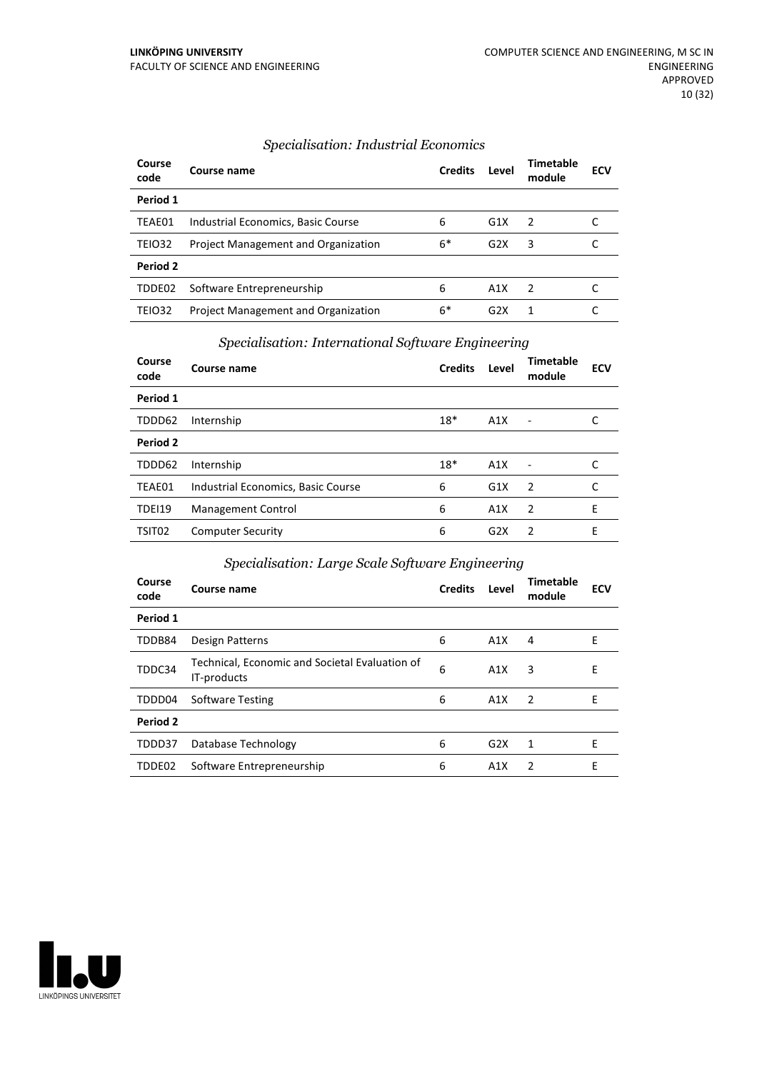### *Specialisation: Industrial Economics*

| Course code | Course name | Credits | Level | Timetable module | ECV |
|---|---|---|---|---|---|
| **Period 1** | | | | | |
| TEAE01 | Industrial Economics, Basic Course | 6 | G1X | 2 | C |
| TEIO32 | Project Management and Organization | 6* | G2X | 3 | C |
| **Period 2** | | | | | |
| TDDE02 | Software Entrepreneurship | 6 | A1X | 2 | C |
| TEIO32 | Project Management and Organization | 6* | G2X | 1 | C |

### *Specialisation: International Software Engineering*

| Course code | Course name | Credits | Level | Timetable module | ECV |
|---|---|---|---|---|---|
| **Period 1** | | | | | |
| TDDD62 | Internship | 18* | A1X | - | C |
| **Period 2** | | | | | |
| TDDD62 | Internship | 18* | A1X | - | C |
| TEAE01 | Industrial Economics, Basic Course | 6 | G1X | 2 | C |
| TDEI19 | Management Control | 6 | A1X | 2 | E |
| TSIT02 | Computer Security | 6 | G2X | 2 | E |

### *Specialisation: Large Scale Software Engineering*

| Course code | Course name | Credits | Level | Timetable module | ECV |
|---|---|---|---|---|---|
| **Period 1** | | | | | |
| TDDB84 | Design Patterns | 6 | A1X | 4 | E |
| TDDC34 | Technical, Economic and Societal Evaluation of IT-products | 6 | A1X | 3 | E |
| TDDD04 | Software Testing | 6 | A1X | 2 | E |
| **Period 2** | | | | | |
| TDDD37 | Database Technology | 6 | G2X | 1 | E |
| TDDE02 | Software Entrepreneurship | 6 | A1X | 2 | E |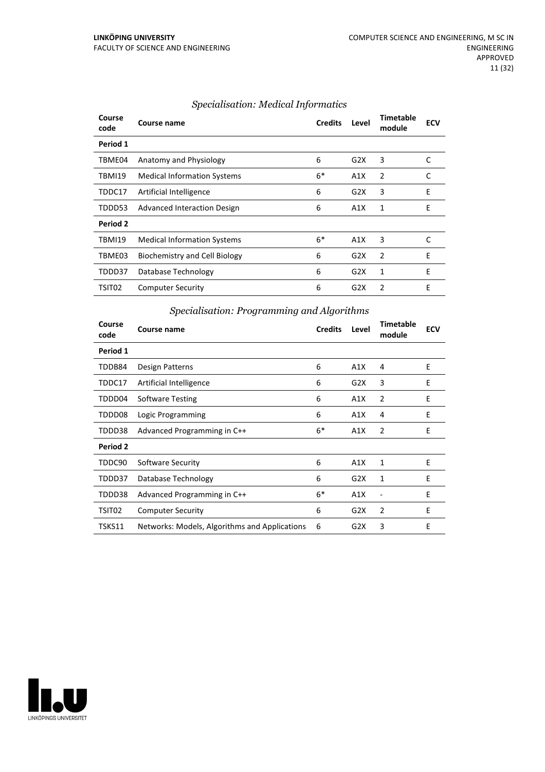### *Specialisation: Medical Informatics*

| Course code | Course name | Credits | Level | Timetable module | ECV |
|---|---|---|---|---|---|
| **Period 1** | | | | | |
| TBME04 | Anatomy and Physiology | 6 | G2X | 3 | C |
| TBMI19 | Medical Information Systems | 6* | A1X | 2 | C |
| TDDC17 | Artificial Intelligence | 6 | G2X | 3 | E |
| TDDD53 | Advanced Interaction Design | 6 | A1X | 1 | E |
| **Period 2** | | | | | |
| TBMI19 | Medical Information Systems | 6* | A1X | 3 | C |
| TBME03 | Biochemistry and Cell Biology | 6 | G2X | 2 | E |
| TDDD37 | Database Technology | 6 | G2X | 1 | E |
| TSIT02 | Computer Security | 6 | G2X | 2 | E |

### *Specialisation: Programming and Algorithms*

| Course code | Course name | Credits | Level | Timetable module | ECV |
|---|---|---|---|---|---|
| **Period 1** | | | | | |
| TDDB84 | Design Patterns | 6 | A1X | 4 | E |
| TDDC17 | Artificial Intelligence | 6 | G2X | 3 | E |
| TDDD04 | Software Testing | 6 | A1X | 2 | E |
| TDDD08 | Logic Programming | 6 | A1X | 4 | E |
| TDDD38 | Advanced Programming in C++ | 6* | A1X | 2 | E |
| **Period 2** | | | | | |
| TDDC90 | Software Security | 6 | A1X | 1 | E |
| TDDD37 | Database Technology | 6 | G2X | 1 | E |
| TDDD38 | Advanced Programming in C++ | 6* | A1X | - | E |
| TSIT02 | Computer Security | 6 | G2X | 2 | E |
| TSKS11 | Networks: Models, Algorithms and Applications | 6 | G2X | 3 | E |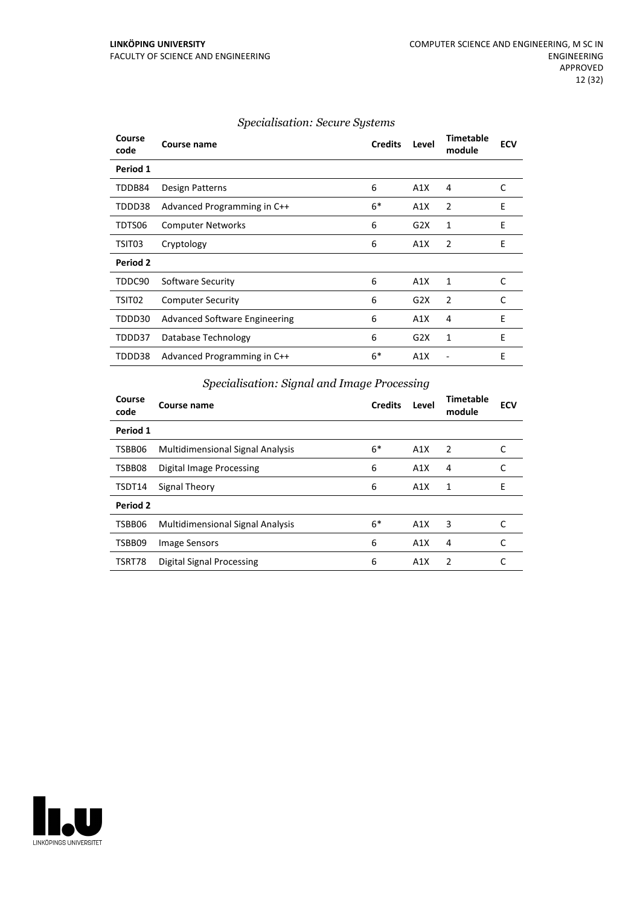*Specialisation: Secure Systems*

| Course code | Course name | Credits | Level | Timetable module | ECV |
|---|---|---|---|---|---|
| **Period 1** | | | | | |
| TDDB84 | Design Patterns | 6 | A1X | 4 | C |
| TDDD38 | Advanced Programming in C++ | 6* | A1X | 2 | E |
| TDTS06 | Computer Networks | 6 | G2X | 1 | E |
| TSIT03 | Cryptology | 6 | A1X | 2 | E |
| **Period 2** | | | | | |
| TDDC90 | Software Security | 6 | A1X | 1 | C |
| TSIT02 | Computer Security | 6 | G2X | 2 | C |
| TDDD30 | Advanced Software Engineering | 6 | A1X | 4 | E |
| TDDD37 | Database Technology | 6 | G2X | 1 | E |
| TDDD38 | Advanced Programming in C++ | 6* | A1X | - | E |

*Specialisation: Signal and Image Processing*

| Course code | Course name | Credits | Level | Timetable module | ECV |
|---|---|---|---|---|---|
| **Period 1** | | | | | |
| TSBB06 | Multidimensional Signal Analysis | 6* | A1X | 2 | C |
| TSBB08 | Digital Image Processing | 6 | A1X | 4 | C |
| TSDT14 | Signal Theory | 6 | A1X | 1 | E |
| **Period 2** | | | | | |
| TSBB06 | Multidimensional Signal Analysis | 6* | A1X | 3 | C |
| TSBB09 | Image Sensors | 6 | A1X | 4 | C |
| TSRT78 | Digital Signal Processing | 6 | A1X | 2 | C |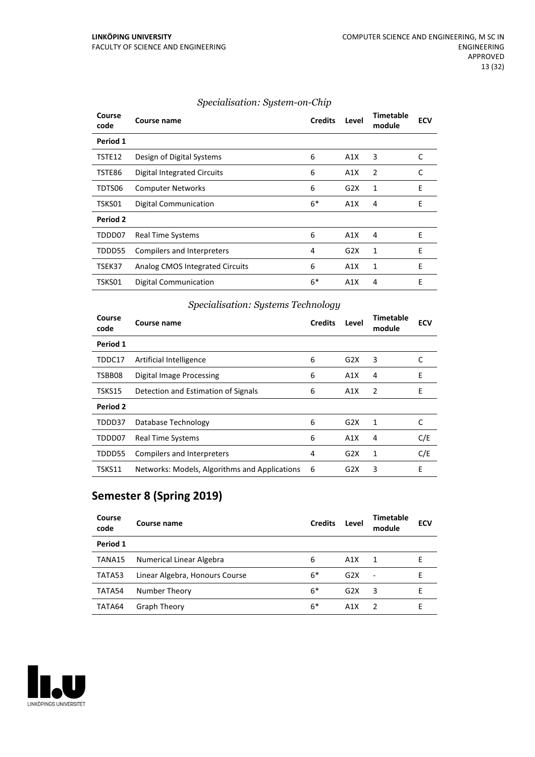*Specialisation: System-on-Chip*

| Course code | Course name | Credits | Level | Timetable module | ECV |
|---|---|---|---|---|---|
| **Period 1** | | | | | |
| TSTE12 | Design of Digital Systems | 6 | A1X | 3 | C |
| TSTE86 | Digital Integrated Circuits | 6 | A1X | 2 | C |
| TDTS06 | Computer Networks | 6 | G2X | 1 | E |
| TSKS01 | Digital Communication | 6* | A1X | 4 | E |
| **Period 2** | | | | | |
| TDDD07 | Real Time Systems | 6 | A1X | 4 | E |
| TDDD55 | Compilers and Interpreters | 4 | G2X | 1 | E |
| TSEK37 | Analog CMOS Integrated Circuits | 6 | A1X | 1 | E |
| TSKS01 | Digital Communication | 6* | A1X | 4 | E |

*Specialisation: Systems Technology*

| Course code | Course name | Credits | Level | Timetable module | ECV |
|---|---|---|---|---|---|
| **Period 1** | | | | | |
| TDDC17 | Artificial Intelligence | 6 | G2X | 3 | C |
| TSBB08 | Digital Image Processing | 6 | A1X | 4 | E |
| TSKS15 | Detection and Estimation of Signals | 6 | A1X | 2 | E |
| **Period 2** | | | | | |
| TDDD37 | Database Technology | 6 | G2X | 1 | C |
| TDDD07 | Real Time Systems | 6 | A1X | 4 | C/E |
| TDDD55 | Compilers and Interpreters | 4 | G2X | 1 | C/E |
| TSKS11 | Networks: Models, Algorithms and Applications | 6 | G2X | 3 | E |

## Semester 8 (Spring 2019)

| Course code | Course name | Credits | Level | Timetable module | ECV |
|---|---|---|---|---|---|
| **Period 1** | | | | | |
| TANA15 | Numerical Linear Algebra | 6 | A1X | 1 | E |
| TATA53 | Linear Algebra, Honours Course | 6* | G2X | - | E |
| TATA54 | Number Theory | 6* | G2X | 3 | E |
| TATA64 | Graph Theory | 6* | A1X | 2 | E |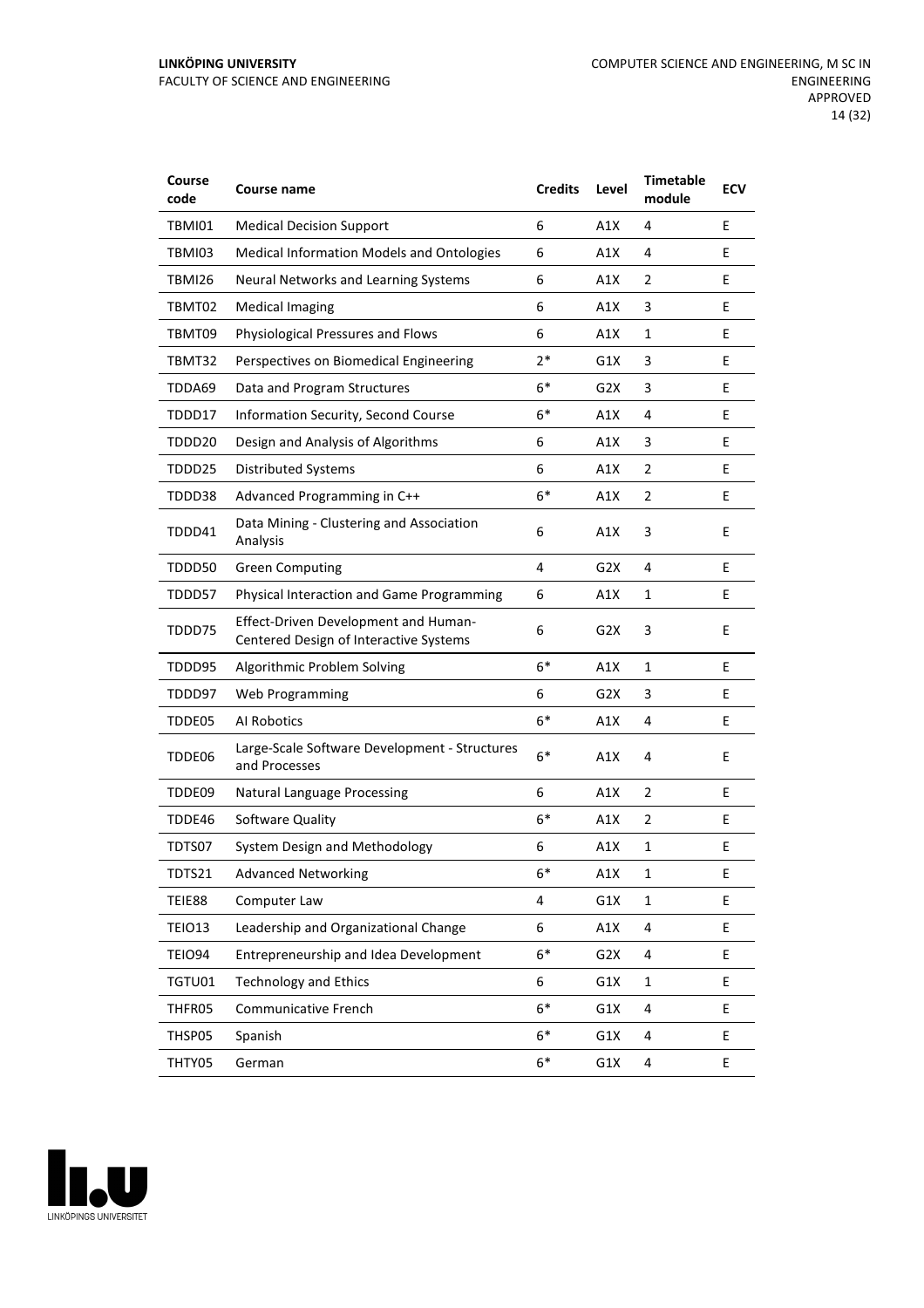| Course code | Course name | Credits | Level | Timetable module | ECV |
|---|---|---|---|---|---|
| TBMI01 | Medical Decision Support | 6 | A1X | 4 | E |
| TBMI03 | Medical Information Models and Ontologies | 6 | A1X | 4 | E |
| TBMI26 | Neural Networks and Learning Systems | 6 | A1X | 2 | E |
| TBMT02 | Medical Imaging | 6 | A1X | 3 | E |
| TBMT09 | Physiological Pressures and Flows | 6 | A1X | 1 | E |
| TBMT32 | Perspectives on Biomedical Engineering | 2* | G1X | 3 | E |
| TDDA69 | Data and Program Structures | 6* | G2X | 3 | E |
| TDDD17 | Information Security, Second Course | 6* | A1X | 4 | E |
| TDDD20 | Design and Analysis of Algorithms | 6 | A1X | 3 | E |
| TDDD25 | Distributed Systems | 6 | A1X | 2 | E |
| TDDD38 | Advanced Programming in C++ | 6* | A1X | 2 | E |
| TDDD41 | Data Mining - Clustering and Association Analysis | 6 | A1X | 3 | E |
| TDDD50 | Green Computing | 4 | G2X | 4 | E |
| TDDD57 | Physical Interaction and Game Programming | 6 | A1X | 1 | E |
| TDDD75 | Effect-Driven Development and Human-Centered Design of Interactive Systems | 6 | G2X | 3 | E |
| TDDD95 | Algorithmic Problem Solving | 6* | A1X | 1 | E |
| TDDD97 | Web Programming | 6 | G2X | 3 | E |
| TDDE05 | AI Robotics | 6* | A1X | 4 | E |
| TDDE06 | Large-Scale Software Development - Structures and Processes | 6* | A1X | 4 | E |
| TDDE09 | Natural Language Processing | 6 | A1X | 2 | E |
| TDDE46 | Software Quality | 6* | A1X | 2 | E |
| TDTS07 | System Design and Methodology | 6 | A1X | 1 | E |
| TDTS21 | Advanced Networking | 6* | A1X | 1 | E |
| TEIE88 | Computer Law | 4 | G1X | 1 | E |
| TEIO13 | Leadership and Organizational Change | 6 | A1X | 4 | E |
| TEIO94 | Entrepreneurship and Idea Development | 6* | G2X | 4 | E |
| TGTU01 | Technology and Ethics | 6 | G1X | 1 | E |
| THFR05 | Communicative French | 6* | G1X | 4 | E |
| THSP05 | Spanish | 6* | G1X | 4 | E |
| THTY05 | German | 6* | G1X | 4 | E |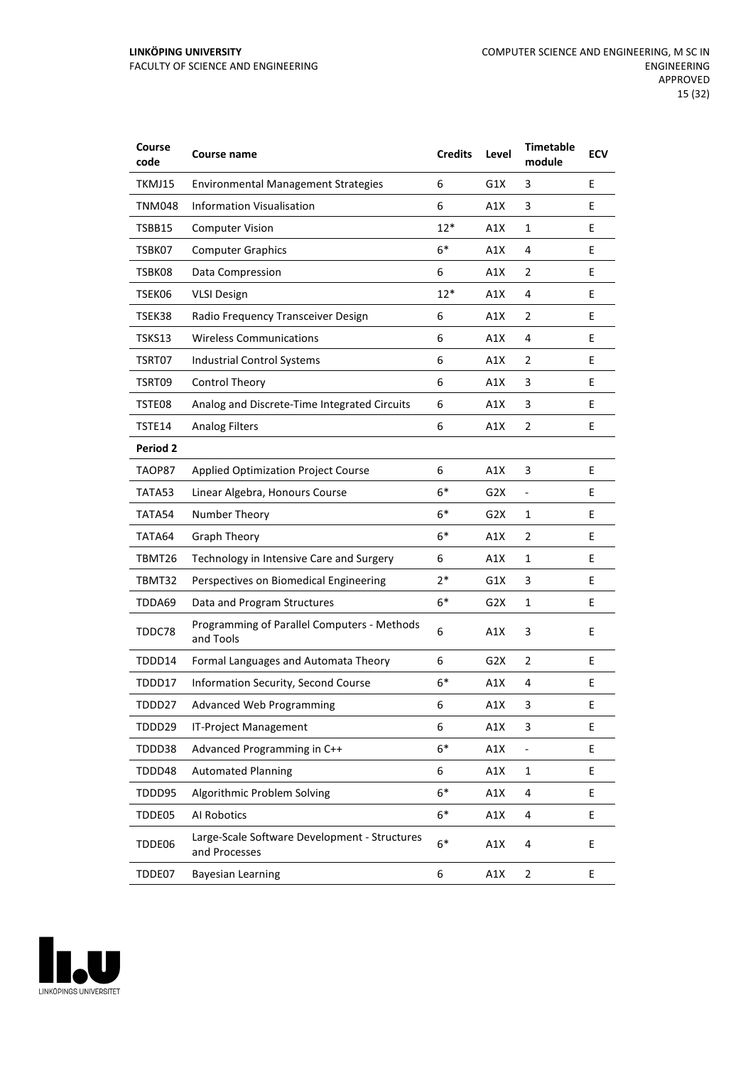| Course code | Course name | Credits | Level | Timetable module | ECV |
|---|---|---|---|---|---|
| TKMJ15 | Environmental Management Strategies | 6 | G1X | 3 | E |
| TNM048 | Information Visualisation | 6 | A1X | 3 | E |
| TSBB15 | Computer Vision | 12* | A1X | 1 | E |
| TSBK07 | Computer Graphics | 6* | A1X | 4 | E |
| TSBK08 | Data Compression | 6 | A1X | 2 | E |
| TSEK06 | VLSI Design | 12* | A1X | 4 | E |
| TSEK38 | Radio Frequency Transceiver Design | 6 | A1X | 2 | E |
| TSKS13 | Wireless Communications | 6 | A1X | 4 | E |
| TSRT07 | Industrial Control Systems | 6 | A1X | 2 | E |
| TSRT09 | Control Theory | 6 | A1X | 3 | E |
| TSTE08 | Analog and Discrete-Time Integrated Circuits | 6 | A1X | 3 | E |
| TSTE14 | Analog Filters | 6 | A1X | 2 | E |
| **Period 2** | | | | | |
| TAOP87 | Applied Optimization Project Course | 6 | A1X | 3 | E |
| TATA53 | Linear Algebra, Honours Course | 6* | G2X | - | E |
| TATA54 | Number Theory | 6* | G2X | 1 | E |
| TATA64 | Graph Theory | 6* | A1X | 2 | E |
| TBMT26 | Technology in Intensive Care and Surgery | 6 | A1X | 1 | E |
| TBMT32 | Perspectives on Biomedical Engineering | 2* | G1X | 3 | E |
| TDDA69 | Data and Program Structures | 6* | G2X | 1 | E |
| TDDC78 | Programming of Parallel Computers - Methods and Tools | 6 | A1X | 3 | E |
| TDDD14 | Formal Languages and Automata Theory | 6 | G2X | 2 | E |
| TDDD17 | Information Security, Second Course | 6* | A1X | 4 | E |
| TDDD27 | Advanced Web Programming | 6 | A1X | 3 | E |
| TDDD29 | IT-Project Management | 6 | A1X | 3 | E |
| TDDD38 | Advanced Programming in C++ | 6* | A1X | - | E |
| TDDD48 | Automated Planning | 6 | A1X | 1 | E |
| TDDD95 | Algorithmic Problem Solving | 6* | A1X | 4 | E |
| TDDE05 | AI Robotics | 6* | A1X | 4 | E |
| TDDE06 | Large-Scale Software Development - Structures and Processes | 6* | A1X | 4 | E |
| TDDE07 | Bayesian Learning | 6 | A1X | 2 | E |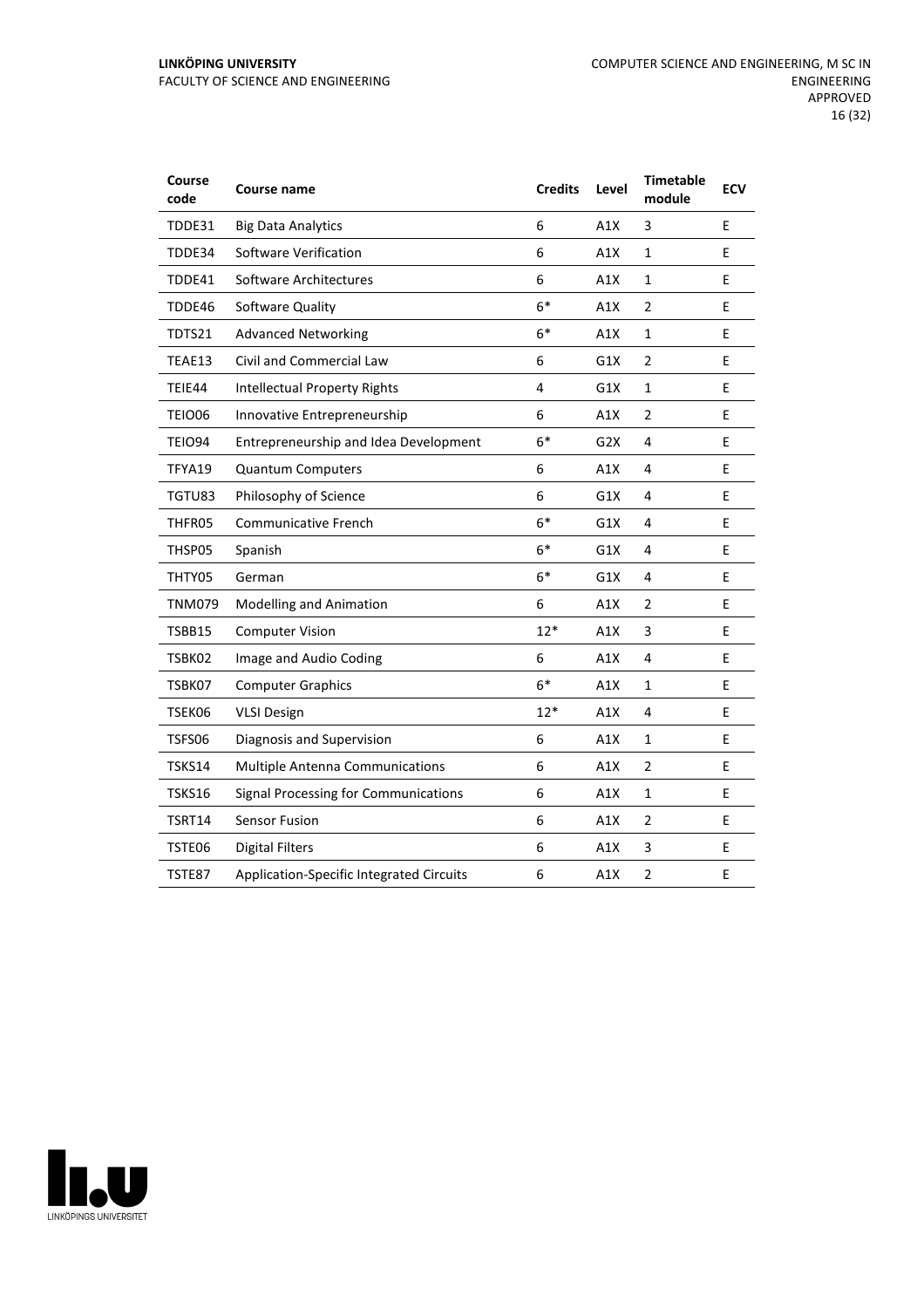| Course code | Course name | Credits | Level | Timetable module | ECV |
|---|---|---|---|---|---|
| TDDE31 | Big Data Analytics | 6 | A1X | 3 | E |
| TDDE34 | Software Verification | 6 | A1X | 1 | E |
| TDDE41 | Software Architectures | 6 | A1X | 1 | E |
| TDDE46 | Software Quality | 6* | A1X | 2 | E |
| TDTS21 | Advanced Networking | 6* | A1X | 1 | E |
| TEAE13 | Civil and Commercial Law | 6 | G1X | 2 | E |
| TEIE44 | Intellectual Property Rights | 4 | G1X | 1 | E |
| TEIO06 | Innovative Entrepreneurship | 6 | A1X | 2 | E |
| TEIO94 | Entrepreneurship and Idea Development | 6* | G2X | 4 | E |
| TFYA19 | Quantum Computers | 6 | A1X | 4 | E |
| TGTU83 | Philosophy of Science | 6 | G1X | 4 | E |
| THFR05 | Communicative French | 6* | G1X | 4 | E |
| THSP05 | Spanish | 6* | G1X | 4 | E |
| THTY05 | German | 6* | G1X | 4 | E |
| TNM079 | Modelling and Animation | 6 | A1X | 2 | E |
| TSBB15 | Computer Vision | 12* | A1X | 3 | E |
| TSBK02 | Image and Audio Coding | 6 | A1X | 4 | E |
| TSBK07 | Computer Graphics | 6* | A1X | 1 | E |
| TSEK06 | VLSI Design | 12* | A1X | 4 | E |
| TSFS06 | Diagnosis and Supervision | 6 | A1X | 1 | E |
| TSKS14 | Multiple Antenna Communications | 6 | A1X | 2 | E |
| TSKS16 | Signal Processing for Communications | 6 | A1X | 1 | E |
| TSRT14 | Sensor Fusion | 6 | A1X | 2 | E |
| TSTE06 | Digital Filters | 6 | A1X | 3 | E |
| TSTE87 | Application-Specific Integrated Circuits | 6 | A1X | 2 | E |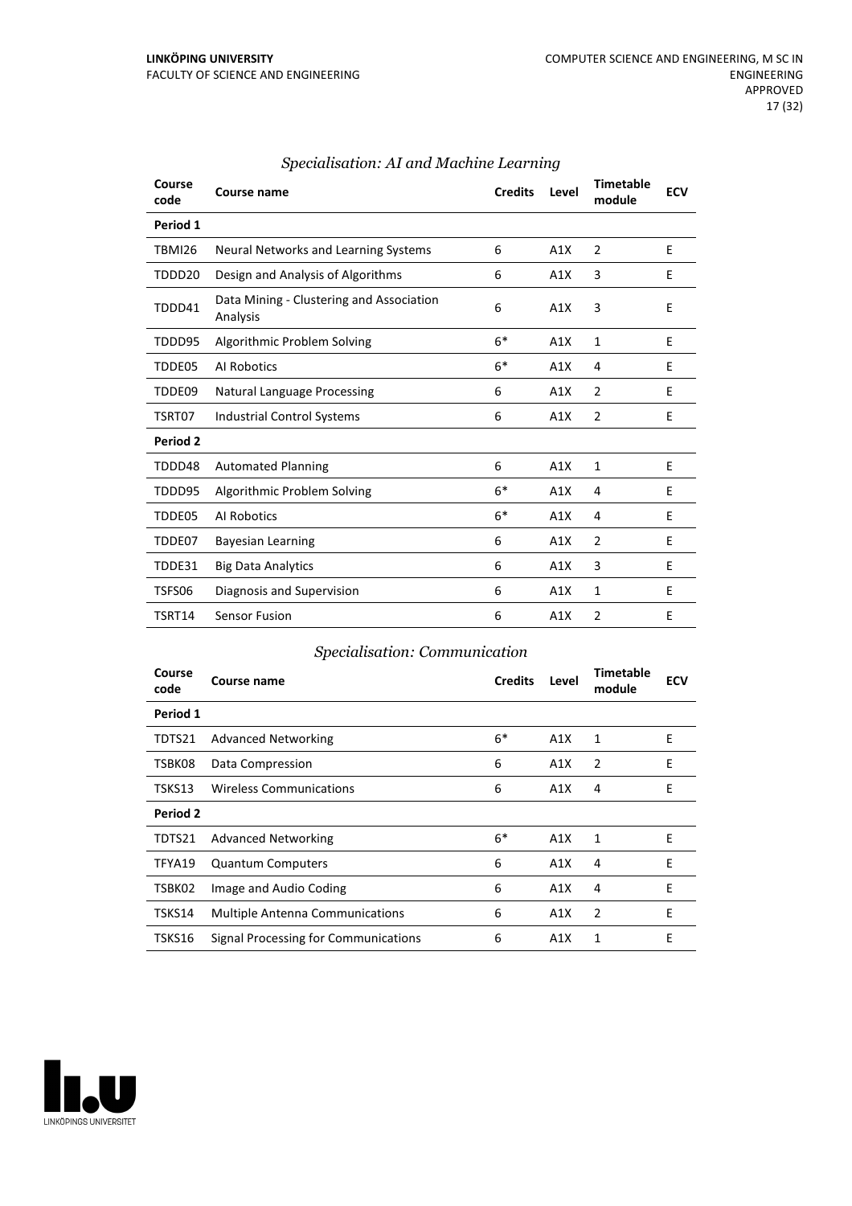### *Specialisation: AI and Machine Learning*

| Course code | Course name | Credits | Level | Timetable module | ECV |
|---|---|---|---|---|---|
| **Period 1** | | | | | |
| TBMI26 | Neural Networks and Learning Systems | 6 | A1X | 2 | E |
| TDDD20 | Design and Analysis of Algorithms | 6 | A1X | 3 | E |
| TDDD41 | Data Mining - Clustering and Association Analysis | 6 | A1X | 3 | E |
| TDDD95 | Algorithmic Problem Solving | 6* | A1X | 1 | E |
| TDDE05 | AI Robotics | 6* | A1X | 4 | E |
| TDDE09 | Natural Language Processing | 6 | A1X | 2 | E |
| TSRT07 | Industrial Control Systems | 6 | A1X | 2 | E |
| **Period 2** | | | | | |
| TDDD48 | Automated Planning | 6 | A1X | 1 | E |
| TDDD95 | Algorithmic Problem Solving | 6* | A1X | 4 | E |
| TDDE05 | AI Robotics | 6* | A1X | 4 | E |
| TDDE07 | Bayesian Learning | 6 | A1X | 2 | E |
| TDDE31 | Big Data Analytics | 6 | A1X | 3 | E |
| TSFS06 | Diagnosis and Supervision | 6 | A1X | 1 | E |
| TSRT14 | Sensor Fusion | 6 | A1X | 2 | E |

### *Specialisation: Communication*

| Course code | Course name | Credits | Level | Timetable module | ECV |
|---|---|---|---|---|---|
| **Period 1** | | | | | |
| TDTS21 | Advanced Networking | 6* | A1X | 1 | E |
| TSBK08 | Data Compression | 6 | A1X | 2 | E |
| TSKS13 | Wireless Communications | 6 | A1X | 4 | E |
| **Period 2** | | | | | |
| TDTS21 | Advanced Networking | 6* | A1X | 1 | E |
| TFYA19 | Quantum Computers | 6 | A1X | 4 | E |
| TSBK02 | Image and Audio Coding | 6 | A1X | 4 | E |
| TSKS14 | Multiple Antenna Communications | 6 | A1X | 2 | E |
| TSKS16 | Signal Processing for Communications | 6 | A1X | 1 | E |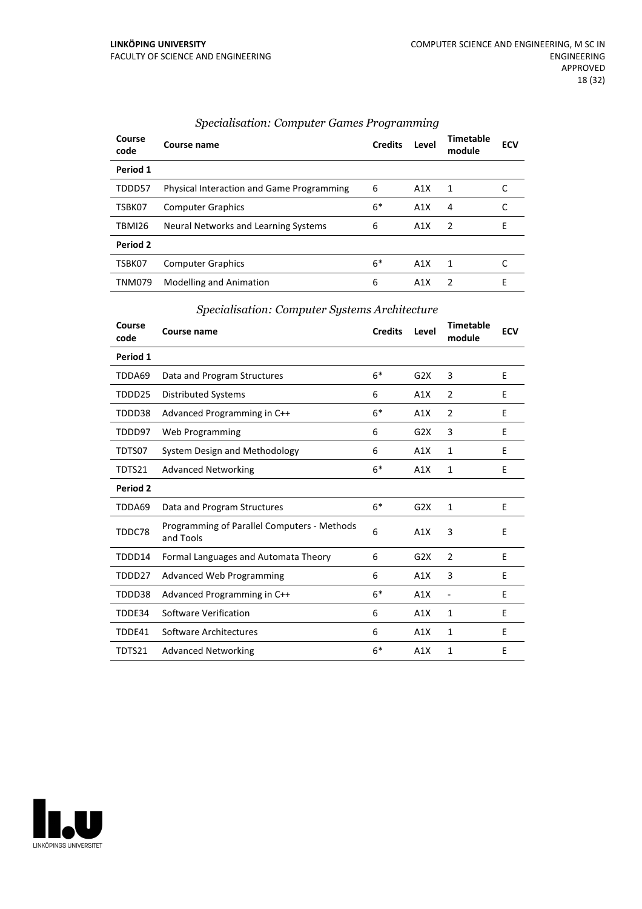### *Specialisation: Computer Games Programming*

| Course code | Course name | Credits | Level | Timetable module | ECV |
|---|---|---|---|---|---|
| **Period 1** | | | | | |
| TDDD57 | Physical Interaction and Game Programming | 6 | A1X | 1 | C |
| TSBK07 | Computer Graphics | 6* | A1X | 4 | C |
| TBMI26 | Neural Networks and Learning Systems | 6 | A1X | 2 | E |
| **Period 2** | | | | | |
| TSBK07 | Computer Graphics | 6* | A1X | 1 | C |
| TNM079 | Modelling and Animation | 6 | A1X | 2 | E |

### *Specialisation: Computer Systems Architecture*

| Course code | Course name | Credits | Level | Timetable module | ECV |
|---|---|---|---|---|---|
| **Period 1** | | | | | |
| TDDA69 | Data and Program Structures | 6* | G2X | 3 | E |
| TDDD25 | Distributed Systems | 6 | A1X | 2 | E |
| TDDD38 | Advanced Programming in C++ | 6* | A1X | 2 | E |
| TDDD97 | Web Programming | 6 | G2X | 3 | E |
| TDTS07 | System Design and Methodology | 6 | A1X | 1 | E |
| TDTS21 | Advanced Networking | 6* | A1X | 1 | E |
| **Period 2** | | | | | |
| TDDA69 | Data and Program Structures | 6* | G2X | 1 | E |
| TDDC78 | Programming of Parallel Computers - Methods and Tools | 6 | A1X | 3 | E |
| TDDD14 | Formal Languages and Automata Theory | 6 | G2X | 2 | E |
| TDDD27 | Advanced Web Programming | 6 | A1X | 3 | E |
| TDDD38 | Advanced Programming in C++ | 6* | A1X | - | E |
| TDDE34 | Software Verification | 6 | A1X | 1 | E |
| TDDE41 | Software Architectures | 6 | A1X | 1 | E |
| TDTS21 | Advanced Networking | 6* | A1X | 1 | E |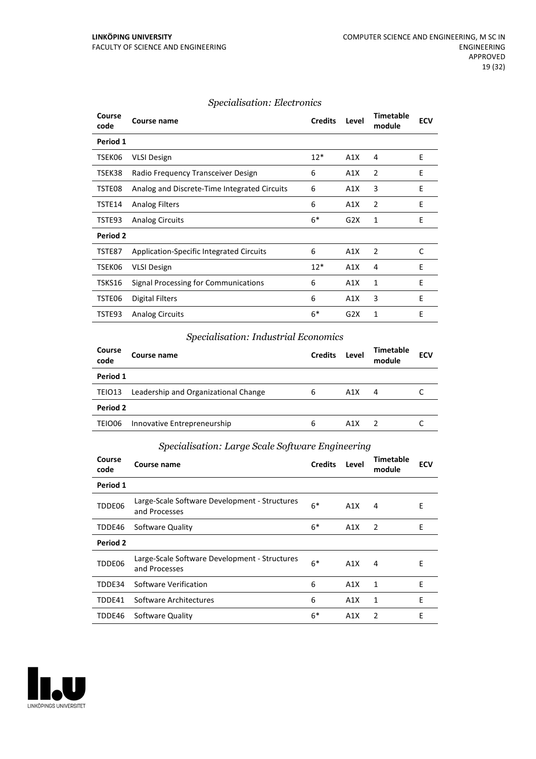### *Specialisation: Electronics*

| Course code | Course name | Credits | Level | Timetable module | ECV |
|---|---|---|---|---|---|
| **Period 1** | | | | | |
| TSEK06 | VLSI Design | 12* | A1X | 4 | E |
| TSEK38 | Radio Frequency Transceiver Design | 6 | A1X | 2 | E |
| TSTE08 | Analog and Discrete-Time Integrated Circuits | 6 | A1X | 3 | E |
| TSTE14 | Analog Filters | 6 | A1X | 2 | E |
| TSTE93 | Analog Circuits | 6* | G2X | 1 | E |
| **Period 2** | | | | | |
| TSTE87 | Application-Specific Integrated Circuits | 6 | A1X | 2 | C |
| TSEK06 | VLSI Design | 12* | A1X | 4 | E |
| TSKS16 | Signal Processing for Communications | 6 | A1X | 1 | E |
| TSTE06 | Digital Filters | 6 | A1X | 3 | E |
| TSTE93 | Analog Circuits | 6* | G2X | 1 | E |

### *Specialisation: Industrial Economics*

| Course code | Course name | Credits | Level | Timetable module | ECV |
|---|---|---|---|---|---|
| **Period 1** | | | | | |
| TEIO13 | Leadership and Organizational Change | 6 | A1X | 4 | C |
| **Period 2** | | | | | |
| TEIO06 | Innovative Entrepreneurship | 6 | A1X | 2 | C |

### *Specialisation: Large Scale Software Engineering*

| Course code | Course name | Credits | Level | Timetable module | ECV |
|---|---|---|---|---|---|
| **Period 1** | | | | | |
| TDDE06 | Large-Scale Software Development - Structures and Processes | 6* | A1X | 4 | E |
| TDDE46 | Software Quality | 6* | A1X | 2 | E |
| **Period 2** | | | | | |
| TDDE06 | Large-Scale Software Development - Structures and Processes | 6* | A1X | 4 | E |
| TDDE34 | Software Verification | 6 | A1X | 1 | E |
| TDDE41 | Software Architectures | 6 | A1X | 1 | E |
| TDDE46 | Software Quality | 6* | A1X | 2 | E |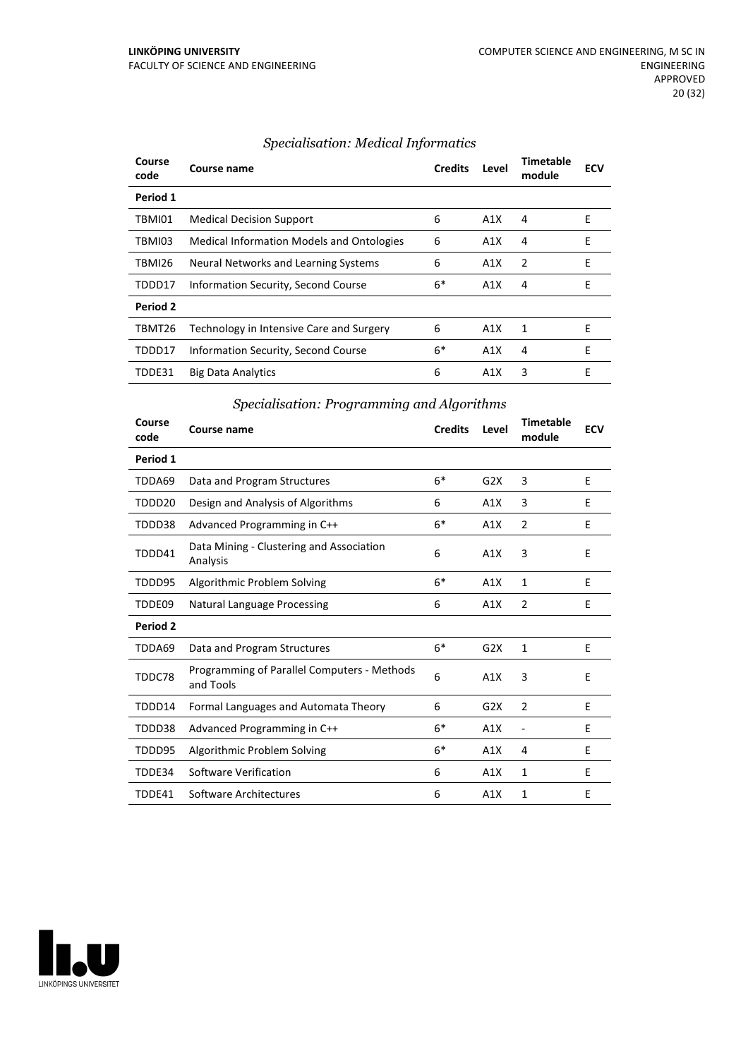### *Specialisation: Medical Informatics*

| Course code | Course name | Credits | Level | Timetable module | ECV |
|---|---|---|---|---|---|
| **Period 1** | | | | | |
| TBMI01 | Medical Decision Support | 6 | A1X | 4 | E |
| TBMI03 | Medical Information Models and Ontologies | 6 | A1X | 4 | E |
| TBMI26 | Neural Networks and Learning Systems | 6 | A1X | 2 | E |
| TDDD17 | Information Security, Second Course | 6* | A1X | 4 | E |
| **Period 2** | | | | | |
| TBMT26 | Technology in Intensive Care and Surgery | 6 | A1X | 1 | E |
| TDDD17 | Information Security, Second Course | 6* | A1X | 4 | E |
| TDDE31 | Big Data Analytics | 6 | A1X | 3 | E |

### *Specialisation: Programming and Algorithms*

| Course code | Course name | Credits | Level | Timetable module | ECV |
|---|---|---|---|---|---|
| **Period 1** | | | | | |
| TDDA69 | Data and Program Structures | 6* | G2X | 3 | E |
| TDDD20 | Design and Analysis of Algorithms | 6 | A1X | 3 | E |
| TDDD38 | Advanced Programming in C++ | 6* | A1X | 2 | E |
| TDDD41 | Data Mining - Clustering and Association Analysis | 6 | A1X | 3 | E |
| TDDD95 | Algorithmic Problem Solving | 6* | A1X | 1 | E |
| TDDE09 | Natural Language Processing | 6 | A1X | 2 | E |
| **Period 2** | | | | | |
| TDDA69 | Data and Program Structures | 6* | G2X | 1 | E |
| TDDC78 | Programming of Parallel Computers - Methods and Tools | 6 | A1X | 3 | E |
| TDDD14 | Formal Languages and Automata Theory | 6 | G2X | 2 | E |
| TDDD38 | Advanced Programming in C++ | 6* | A1X | - | E |
| TDDD95 | Algorithmic Problem Solving | 6* | A1X | 4 | E |
| TDDE34 | Software Verification | 6 | A1X | 1 | E |
| TDDE41 | Software Architectures | 6 | A1X | 1 | E |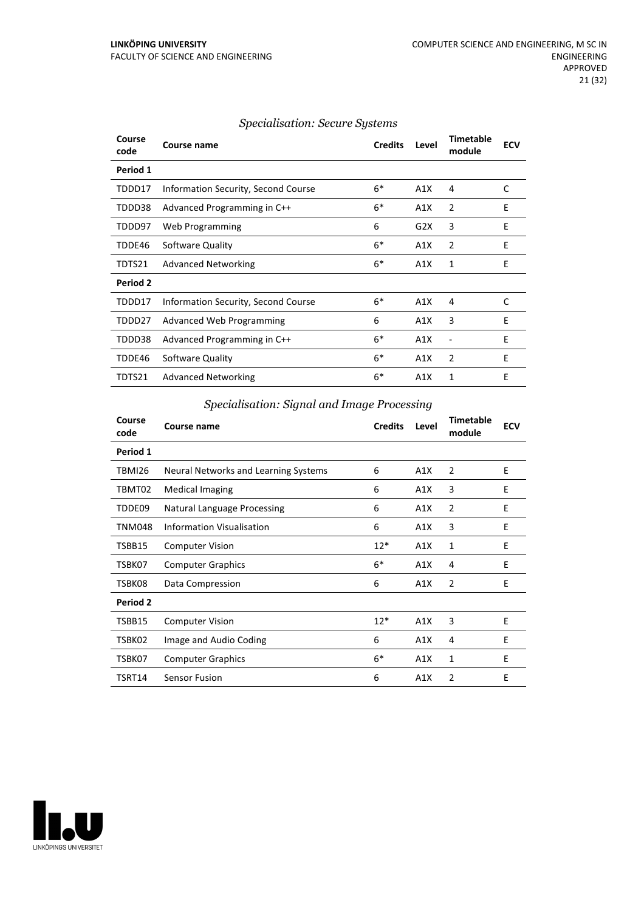### *Specialisation: Secure Systems*

| Course code | Course name | Credits | Level | Timetable module | ECV |
|---|---|---|---|---|---|
| **Period 1** | | | | | |
| TDDD17 | Information Security, Second Course | 6* | A1X | 4 | C |
| TDDD38 | Advanced Programming in C++ | 6* | A1X | 2 | E |
| TDDD97 | Web Programming | 6 | G2X | 3 | E |
| TDDE46 | Software Quality | 6* | A1X | 2 | E |
| TDTS21 | Advanced Networking | 6* | A1X | 1 | E |
| **Period 2** | | | | | |
| TDDD17 | Information Security, Second Course | 6* | A1X | 4 | C |
| TDDD27 | Advanced Web Programming | 6 | A1X | 3 | E |
| TDDD38 | Advanced Programming in C++ | 6* | A1X | - | E |
| TDDE46 | Software Quality | 6* | A1X | 2 | E |
| TDTS21 | Advanced Networking | 6* | A1X | 1 | E |

### *Specialisation: Signal and Image Processing*

| Course code | Course name | Credits | Level | Timetable module | ECV |
|---|---|---|---|---|---|
| **Period 1** | | | | | |
| TBMI26 | Neural Networks and Learning Systems | 6 | A1X | 2 | E |
| TBMT02 | Medical Imaging | 6 | A1X | 3 | E |
| TDDE09 | Natural Language Processing | 6 | A1X | 2 | E |
| TNM048 | Information Visualisation | 6 | A1X | 3 | E |
| TSBB15 | Computer Vision | 12* | A1X | 1 | E |
| TSBK07 | Computer Graphics | 6* | A1X | 4 | E |
| TSBK08 | Data Compression | 6 | A1X | 2 | E |
| **Period 2** | | | | | |
| TSBB15 | Computer Vision | 12* | A1X | 3 | E |
| TSBK02 | Image and Audio Coding | 6 | A1X | 4 | E |
| TSBK07 | Computer Graphics | 6* | A1X | 1 | E |
| TSRT14 | Sensor Fusion | 6 | A1X | 2 | E |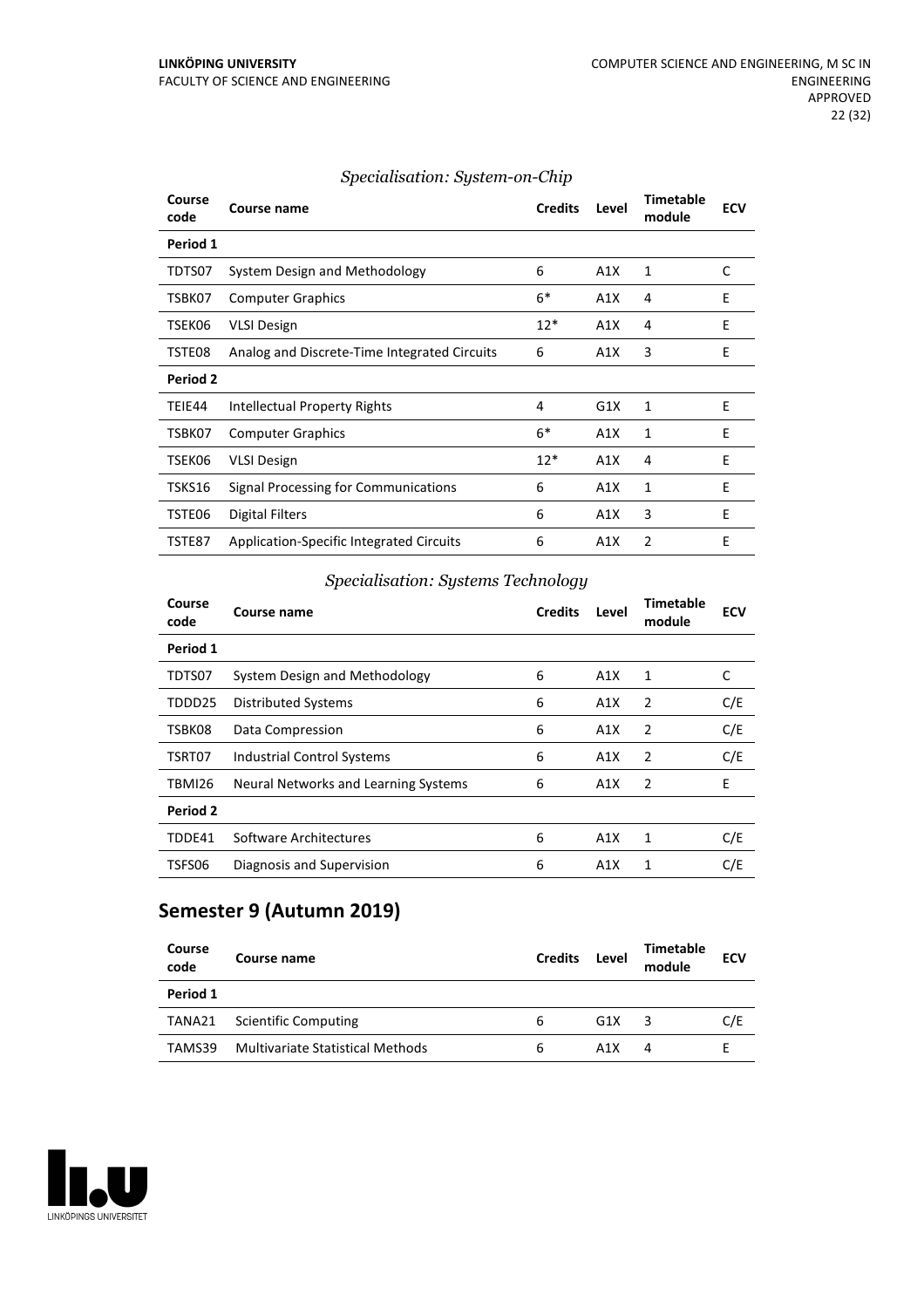*Specialisation: System-on-Chip*

| Course code | Course name | Credits | Level | Timetable module | ECV |
|---|---|---|---|---|---|
| **Period 1** | | | | | |
| TDTS07 | System Design and Methodology | 6 | A1X | 1 | C |
| TSBK07 | Computer Graphics | 6* | A1X | 4 | E |
| TSEK06 | VLSI Design | 12* | A1X | 4 | E |
| TSTE08 | Analog and Discrete-Time Integrated Circuits | 6 | A1X | 3 | E |
| **Period 2** | | | | | |
| TEIE44 | Intellectual Property Rights | 4 | G1X | 1 | E |
| TSBK07 | Computer Graphics | 6* | A1X | 1 | E |
| TSEK06 | VLSI Design | 12* | A1X | 4 | E |
| TSKS16 | Signal Processing for Communications | 6 | A1X | 1 | E |
| TSTE06 | Digital Filters | 6 | A1X | 3 | E |
| TSTE87 | Application-Specific Integrated Circuits | 6 | A1X | 2 | E |

*Specialisation: Systems Technology*

| Course code | Course name | Credits | Level | Timetable module | ECV |
|---|---|---|---|---|---|
| **Period 1** | | | | | |
| TDTS07 | System Design and Methodology | 6 | A1X | 1 | C |
| TDDD25 | Distributed Systems | 6 | A1X | 2 | C/E |
| TSBK08 | Data Compression | 6 | A1X | 2 | C/E |
| TSRT07 | Industrial Control Systems | 6 | A1X | 2 | C/E |
| TBMI26 | Neural Networks and Learning Systems | 6 | A1X | 2 | E |
| **Period 2** | | | | | |
| TDDE41 | Software Architectures | 6 | A1X | 1 | C/E |
| TSFS06 | Diagnosis and Supervision | 6 | A1X | 1 | C/E |

## Semester 9 (Autumn 2019)

| Course code | Course name | Credits | Level | Timetable module | ECV |
|---|---|---|---|---|---|
| **Period 1** | | | | | |
| TANA21 | Scientific Computing | 6 | G1X | 3 | C/E |
| TAMS39 | Multivariate Statistical Methods | 6 | A1X | 4 | E |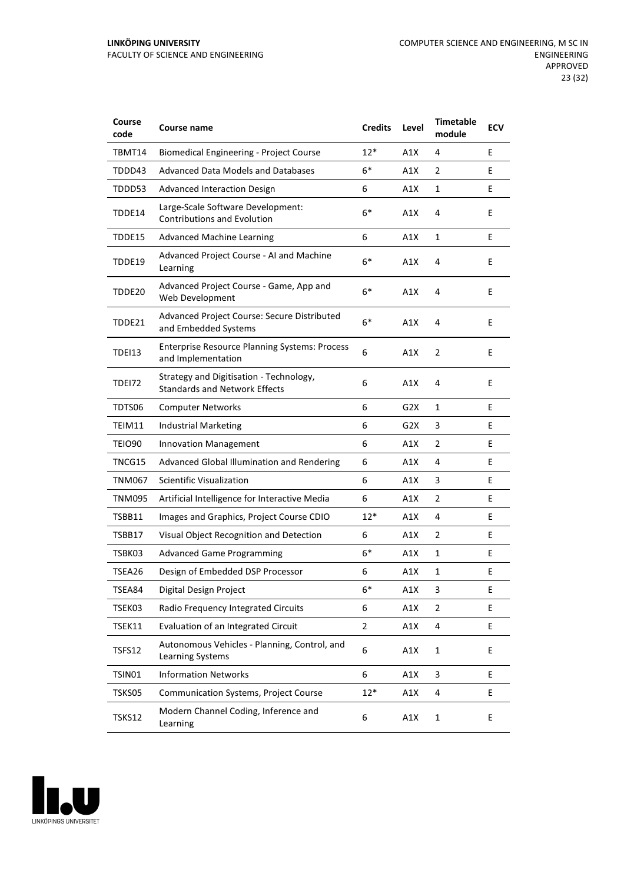| Course code | Course name | Credits | Level | Timetable module | ECV |
|---|---|---|---|---|---|
| TBMT14 | Biomedical Engineering - Project Course | 12* | A1X | 4 | E |
| TDDD43 | Advanced Data Models and Databases | 6* | A1X | 2 | E |
| TDDD53 | Advanced Interaction Design | 6 | A1X | 1 | E |
| TDDE14 | Large-Scale Software Development: Contributions and Evolution | 6* | A1X | 4 | E |
| TDDE15 | Advanced Machine Learning | 6 | A1X | 1 | E |
| TDDE19 | Advanced Project Course - AI and Machine Learning | 6* | A1X | 4 | E |
| TDDE20 | Advanced Project Course - Game, App and Web Development | 6* | A1X | 4 | E |
| TDDE21 | Advanced Project Course: Secure Distributed and Embedded Systems | 6* | A1X | 4 | E |
| TDEI13 | Enterprise Resource Planning Systems: Process and Implementation | 6 | A1X | 2 | E |
| TDEI72 | Strategy and Digitisation - Technology, Standards and Network Effects | 6 | A1X | 4 | E |
| TDTS06 | Computer Networks | 6 | G2X | 1 | E |
| TEIM11 | Industrial Marketing | 6 | G2X | 3 | E |
| TEIO90 | Innovation Management | 6 | A1X | 2 | E |
| TNCG15 | Advanced Global Illumination and Rendering | 6 | A1X | 4 | E |
| TNM067 | Scientific Visualization | 6 | A1X | 3 | E |
| TNM095 | Artificial Intelligence for Interactive Media | 6 | A1X | 2 | E |
| TSBB11 | Images and Graphics, Project Course CDIO | 12* | A1X | 4 | E |
| TSBB17 | Visual Object Recognition and Detection | 6 | A1X | 2 | E |
| TSBK03 | Advanced Game Programming | 6* | A1X | 1 | E |
| TSEA26 | Design of Embedded DSP Processor | 6 | A1X | 1 | E |
| TSEA84 | Digital Design Project | 6* | A1X | 3 | E |
| TSEK03 | Radio Frequency Integrated Circuits | 6 | A1X | 2 | E |
| TSEK11 | Evaluation of an Integrated Circuit | 2 | A1X | 4 | E |
| TSFS12 | Autonomous Vehicles - Planning, Control, and Learning Systems | 6 | A1X | 1 | E |
| TSIN01 | Information Networks | 6 | A1X | 3 | E |
| TSKS05 | Communication Systems, Project Course | 12* | A1X | 4 | E |
| TSKS12 | Modern Channel Coding, Inference and Learning | 6 | A1X | 1 | E |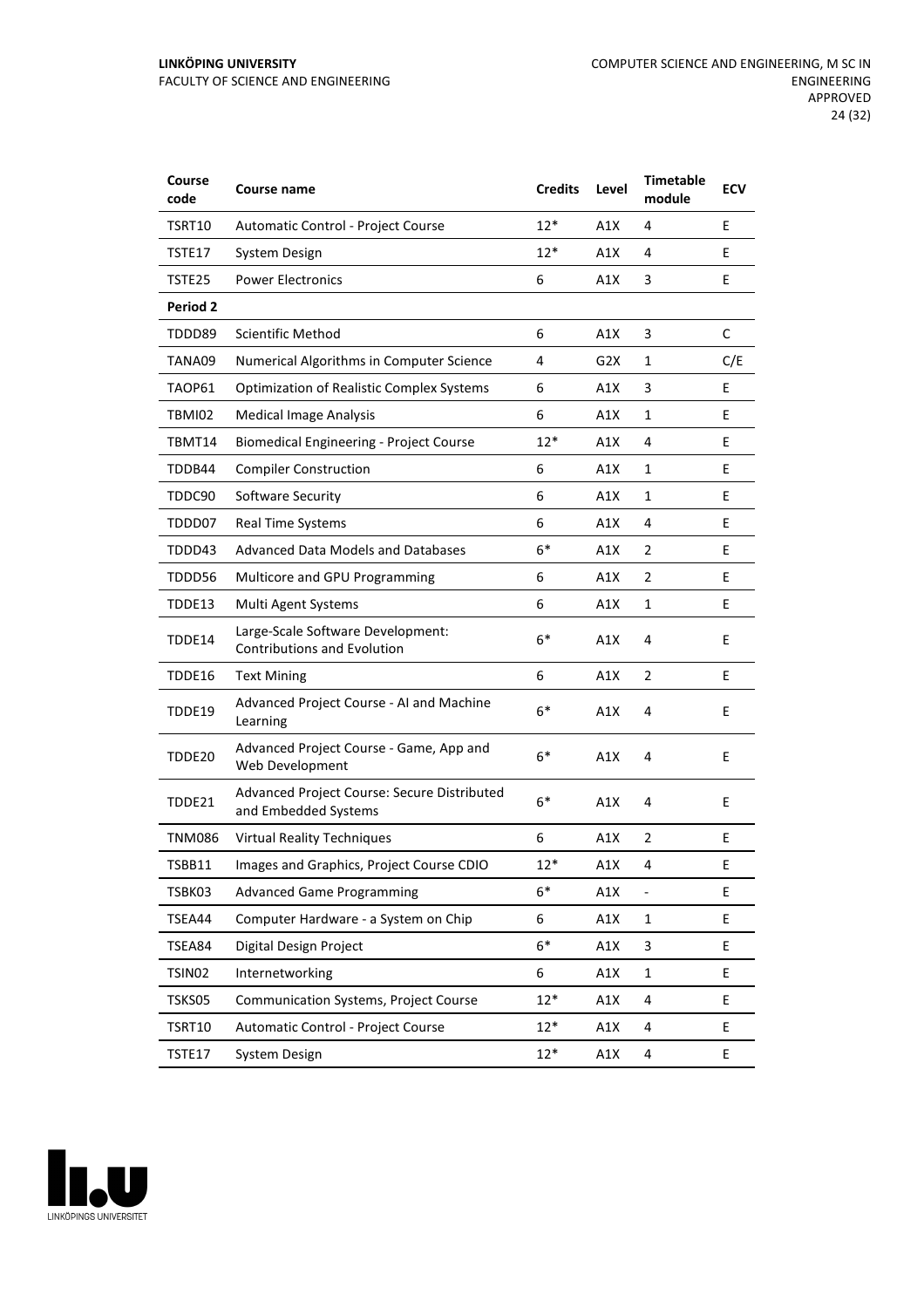| Course code | Course name | Credits | Level | Timetable module | ECV |
|---|---|---|---|---|---|
| TSRT10 | Automatic Control - Project Course | 12* | A1X | 4 | E |
| TSTE17 | System Design | 12* | A1X | 4 | E |
| TSTE25 | Power Electronics | 6 | A1X | 3 | E |
| **Period 2** | | | | | |
| TDDD89 | Scientific Method | 6 | A1X | 3 | C |
| TANA09 | Numerical Algorithms in Computer Science | 4 | G2X | 1 | C/E |
| TAOP61 | Optimization of Realistic Complex Systems | 6 | A1X | 3 | E |
| TBMI02 | Medical Image Analysis | 6 | A1X | 1 | E |
| TBMT14 | Biomedical Engineering - Project Course | 12* | A1X | 4 | E |
| TDDB44 | Compiler Construction | 6 | A1X | 1 | E |
| TDDC90 | Software Security | 6 | A1X | 1 | E |
| TDDD07 | Real Time Systems | 6 | A1X | 4 | E |
| TDDD43 | Advanced Data Models and Databases | 6* | A1X | 2 | E |
| TDDD56 | Multicore and GPU Programming | 6 | A1X | 2 | E |
| TDDE13 | Multi Agent Systems | 6 | A1X | 1 | E |
| TDDE14 | Large-Scale Software Development: Contributions and Evolution | 6* | A1X | 4 | E |
| TDDE16 | Text Mining | 6 | A1X | 2 | E |
| TDDE19 | Advanced Project Course - AI and Machine Learning | 6* | A1X | 4 | E |
| TDDE20 | Advanced Project Course - Game, App and Web Development | 6* | A1X | 4 | E |
| TDDE21 | Advanced Project Course: Secure Distributed and Embedded Systems | 6* | A1X | 4 | E |
| TNM086 | Virtual Reality Techniques | 6 | A1X | 2 | E |
| TSBB11 | Images and Graphics, Project Course CDIO | 12* | A1X | 4 | E |
| TSBK03 | Advanced Game Programming | 6* | A1X | - | E |
| TSEA44 | Computer Hardware - a System on Chip | 6 | A1X | 1 | E |
| TSEA84 | Digital Design Project | 6* | A1X | 3 | E |
| TSIN02 | Internetworking | 6 | A1X | 1 | E |
| TSKS05 | Communication Systems, Project Course | 12* | A1X | 4 | E |
| TSRT10 | Automatic Control - Project Course | 12* | A1X | 4 | E |
| TSTE17 | System Design | 12* | A1X | 4 | E |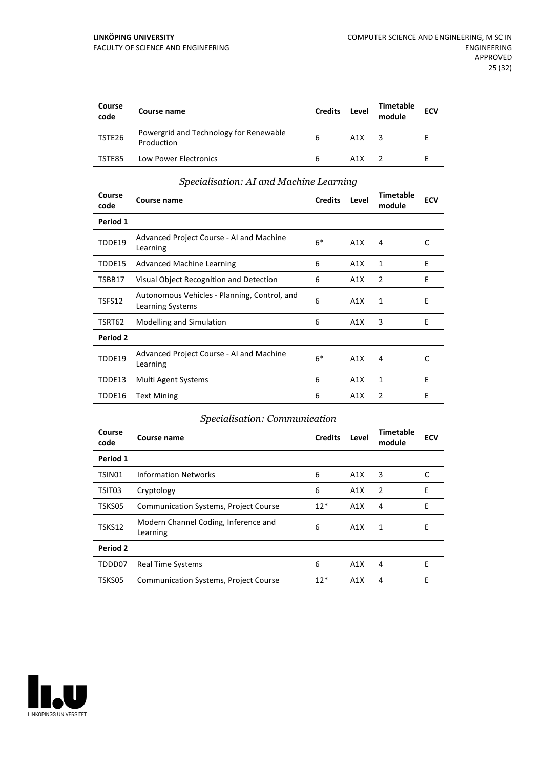| Course code | Course name | Credits | Level | Timetable module | ECV |
|---|---|---|---|---|---|
| TSTE26 | Powergrid and Technology for Renewable Production | 6 | A1X | 3 | E |
| TSTE85 | Low Power Electronics | 6 | A1X | 2 | E |

### *Specialisation: AI and Machine Learning*

| Course code | Course name | Credits | Level | Timetable module | ECV |
|---|---|---|---|---|---|
| **Period 1** | | | | | |
| TDDE19 | Advanced Project Course - AI and Machine Learning | 6* | A1X | 4 | C |
| TDDE15 | Advanced Machine Learning | 6 | A1X | 1 | E |
| TSBB17 | Visual Object Recognition and Detection | 6 | A1X | 2 | E |
| TSFS12 | Autonomous Vehicles - Planning, Control, and Learning Systems | 6 | A1X | 1 | E |
| TSRT62 | Modelling and Simulation | 6 | A1X | 3 | E |
| **Period 2** | | | | | |
| TDDE19 | Advanced Project Course - AI and Machine Learning | 6* | A1X | 4 | C |
| TDDE13 | Multi Agent Systems | 6 | A1X | 1 | E |
| TDDE16 | Text Mining | 6 | A1X | 2 | E |

### *Specialisation: Communication*

| Course code | Course name | Credits | Level | Timetable module | ECV |
|---|---|---|---|---|---|
| **Period 1** | | | | | |
| TSIN01 | Information Networks | 6 | A1X | 3 | C |
| TSIT03 | Cryptology | 6 | A1X | 2 | E |
| TSKS05 | Communication Systems, Project Course | 12* | A1X | 4 | E |
| TSKS12 | Modern Channel Coding, Inference and Learning | 6 | A1X | 1 | E |
| **Period 2** | | | | | |
| TDDD07 | Real Time Systems | 6 | A1X | 4 | E |
| TSKS05 | Communication Systems, Project Course | 12* | A1X | 4 | E |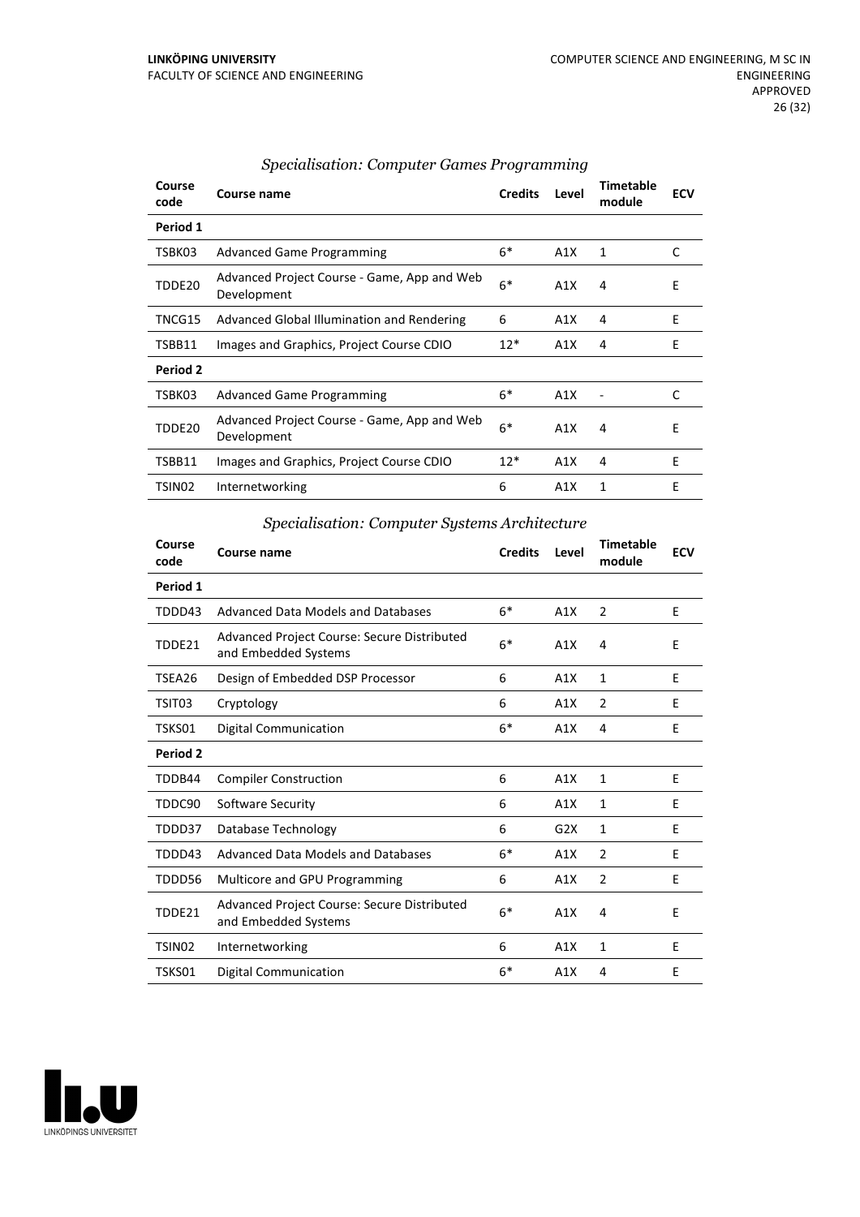### *Specialisation: Computer Games Programming*

| Course code | Course name | Credits | Level | Timetable module | ECV |
|---|---|---|---|---|---|
| **Period 1** | | | | | |
| TSBK03 | Advanced Game Programming | 6* | A1X | 1 | C |
| TDDE20 | Advanced Project Course - Game, App and Web Development | 6* | A1X | 4 | E |
| TNCG15 | Advanced Global Illumination and Rendering | 6 | A1X | 4 | E |
| TSBB11 | Images and Graphics, Project Course CDIO | 12* | A1X | 4 | E |
| **Period 2** | | | | | |
| TSBK03 | Advanced Game Programming | 6* | A1X | - | C |
| TDDE20 | Advanced Project Course - Game, App and Web Development | 6* | A1X | 4 | E |
| TSBB11 | Images and Graphics, Project Course CDIO | 12* | A1X | 4 | E |
| TSIN02 | Internetworking | 6 | A1X | 1 | E |

### *Specialisation: Computer Systems Architecture*

| Course code | Course name | Credits | Level | Timetable module | ECV |
|---|---|---|---|---|---|
| **Period 1** | | | | | |
| TDDD43 | Advanced Data Models and Databases | 6* | A1X | 2 | E |
| TDDE21 | Advanced Project Course: Secure Distributed and Embedded Systems | 6* | A1X | 4 | E |
| TSEA26 | Design of Embedded DSP Processor | 6 | A1X | 1 | E |
| TSIT03 | Cryptology | 6 | A1X | 2 | E |
| TSKS01 | Digital Communication | 6* | A1X | 4 | E |
| **Period 2** | | | | | |
| TDDB44 | Compiler Construction | 6 | A1X | 1 | E |
| TDDC90 | Software Security | 6 | A1X | 1 | E |
| TDDD37 | Database Technology | 6 | G2X | 1 | E |
| TDDD43 | Advanced Data Models and Databases | 6* | A1X | 2 | E |
| TDDD56 | Multicore and GPU Programming | 6 | A1X | 2 | E |
| TDDE21 | Advanced Project Course: Secure Distributed and Embedded Systems | 6* | A1X | 4 | E |
| TSIN02 | Internetworking | 6 | A1X | 1 | E |
| TSKS01 | Digital Communication | 6* | A1X | 4 | E |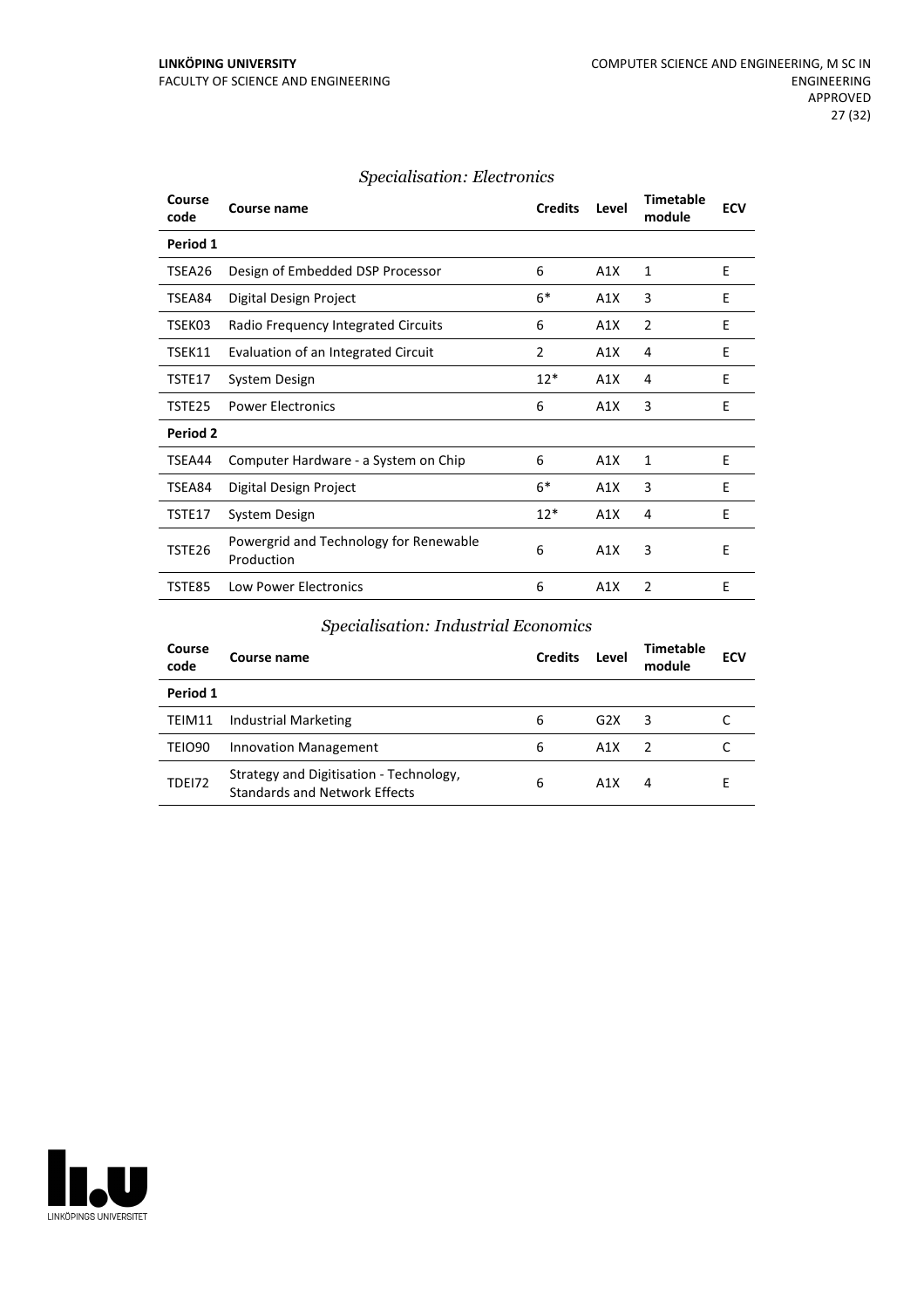### *Specialisation: Electronics*

| Course code | Course name | Credits | Level | Timetable module | ECV |
|---|---|---|---|---|---|
| **Period 1** | | | | | |
| TSEA26 | Design of Embedded DSP Processor | 6 | A1X | 1 | E |
| TSEA84 | Digital Design Project | 6* | A1X | 3 | E |
| TSEK03 | Radio Frequency Integrated Circuits | 6 | A1X | 2 | E |
| TSEK11 | Evaluation of an Integrated Circuit | 2 | A1X | 4 | E |
| TSTE17 | System Design | 12* | A1X | 4 | E |
| TSTE25 | Power Electronics | 6 | A1X | 3 | E |
| **Period 2** | | | | | |
| TSEA44 | Computer Hardware - a System on Chip | 6 | A1X | 1 | E |
| TSEA84 | Digital Design Project | 6* | A1X | 3 | E |
| TSTE17 | System Design | 12* | A1X | 4 | E |
| TSTE26 | Powergrid and Technology for Renewable Production | 6 | A1X | 3 | E |
| TSTE85 | Low Power Electronics | 6 | A1X | 2 | E |

### *Specialisation: Industrial Economics*

| Course code | Course name | Credits | Level | Timetable module | ECV |
|---|---|---|---|---|---|
| **Period 1** | | | | | |
| TEIM11 | Industrial Marketing | 6 | G2X | 3 | C |
| TEIO90 | Innovation Management | 6 | A1X | 2 | C |
| TDEI72 | Strategy and Digitisation - Technology, Standards and Network Effects | 6 | A1X | 4 | E |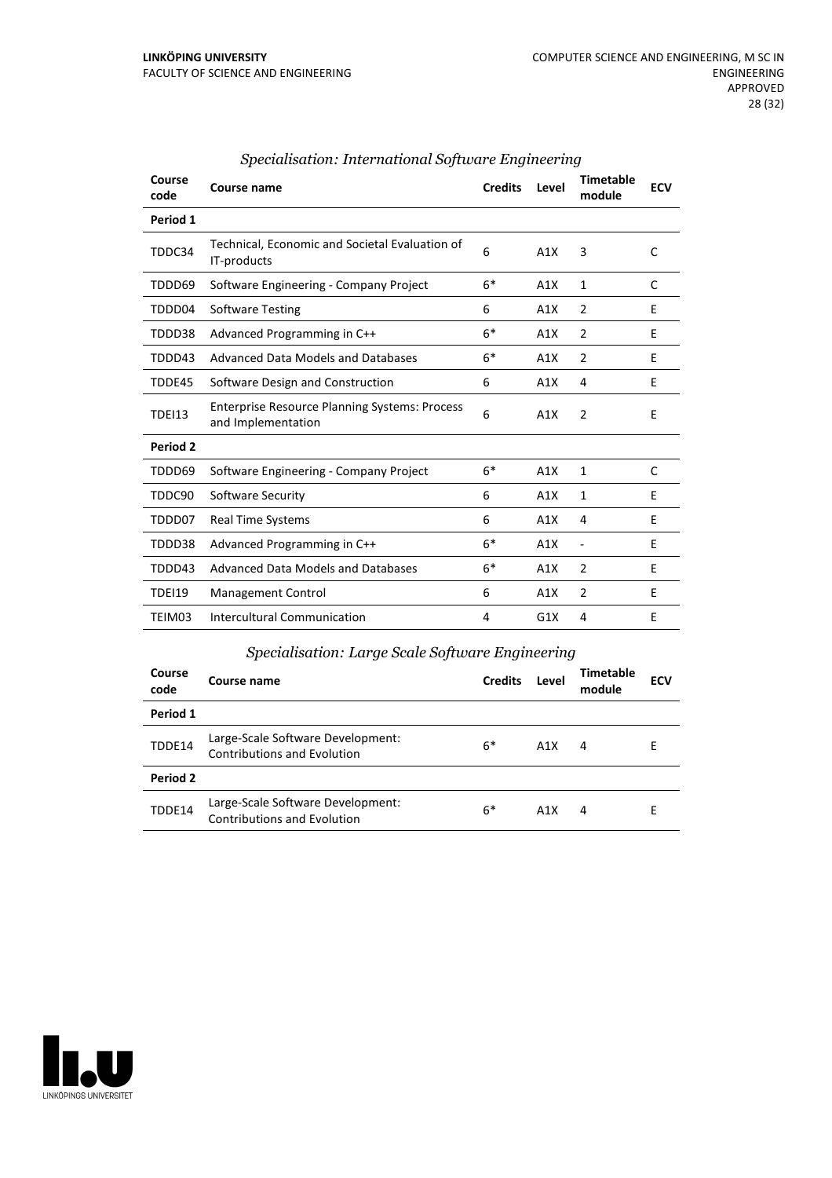*Specialisation: International Software Engineering*

| Course code | Course name | Credits | Level | Timetable module | ECV |
|---|---|---|---|---|---|
| **Period 1** | | | | | |
| TDDC34 | Technical, Economic and Societal Evaluation of IT-products | 6 | A1X | 3 | C |
| TDDD69 | Software Engineering - Company Project | 6* | A1X | 1 | C |
| TDDD04 | Software Testing | 6 | A1X | 2 | E |
| TDDD38 | Advanced Programming in C++ | 6* | A1X | 2 | E |
| TDDD43 | Advanced Data Models and Databases | 6* | A1X | 2 | E |
| TDDE45 | Software Design and Construction | 6 | A1X | 4 | E |
| TDEI13 | Enterprise Resource Planning Systems: Process and Implementation | 6 | A1X | 2 | E |
| **Period 2** | | | | | |
| TDDD69 | Software Engineering - Company Project | 6* | A1X | 1 | C |
| TDDC90 | Software Security | 6 | A1X | 1 | E |
| TDDD07 | Real Time Systems | 6 | A1X | 4 | E |
| TDDD38 | Advanced Programming in C++ | 6* | A1X | - | E |
| TDDD43 | Advanced Data Models and Databases | 6* | A1X | 2 | E |
| TDEI19 | Management Control | 6 | A1X | 2 | E |
| TEIM03 | Intercultural Communication | 4 | G1X | 4 | E |

*Specialisation: Large Scale Software Engineering*

| Course code | Course name | Credits | Level | Timetable module | ECV |
|---|---|---|---|---|---|
| **Period 1** | | | | | |
| TDDE14 | Large-Scale Software Development: Contributions and Evolution | 6* | A1X | 4 | E |
| **Period 2** | | | | | |
| TDDE14 | Large-Scale Software Development: Contributions and Evolution | 6* | A1X | 4 | E |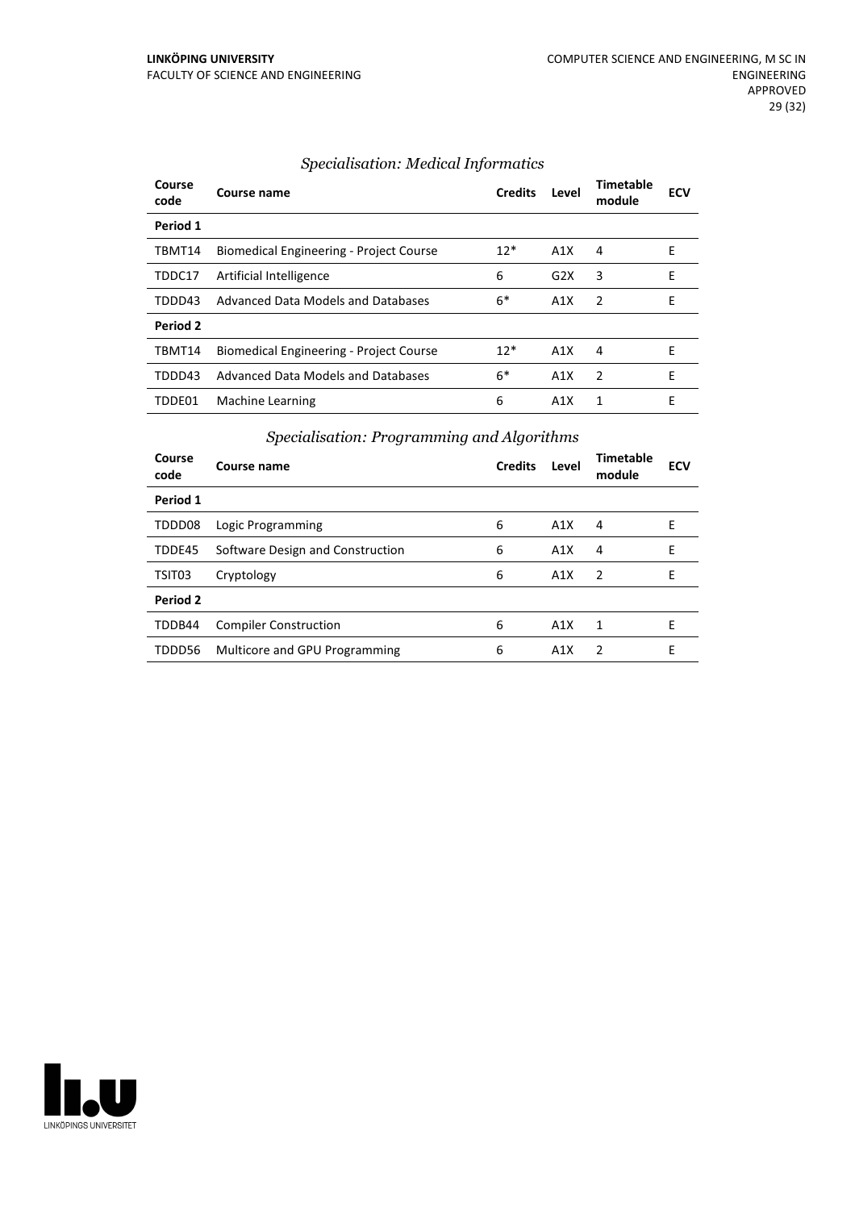### *Specialisation: Medical Informatics*

| Course code | Course name | Credits | Level | Timetable module | ECV |
|---|---|---|---|---|---|
| **Period 1** | | | | | |
| TBMT14 | Biomedical Engineering - Project Course | 12* | A1X | 4 | E |
| TDDC17 | Artificial Intelligence | 6 | G2X | 3 | E |
| TDDD43 | Advanced Data Models and Databases | 6* | A1X | 2 | E |
| **Period 2** | | | | | |
| TBMT14 | Biomedical Engineering - Project Course | 12* | A1X | 4 | E |
| TDDD43 | Advanced Data Models and Databases | 6* | A1X | 2 | E |
| TDDE01 | Machine Learning | 6 | A1X | 1 | E |

### *Specialisation: Programming and Algorithms*

| Course code | Course name | Credits | Level | Timetable module | ECV |
|---|---|---|---|---|---|
| **Period 1** | | | | | |
| TDDD08 | Logic Programming | 6 | A1X | 4 | E |
| TDDE45 | Software Design and Construction | 6 | A1X | 4 | E |
| TSIT03 | Cryptology | 6 | A1X | 2 | E |
| **Period 2** | | | | | |
| TDDB44 | Compiler Construction | 6 | A1X | 1 | E |
| TDDD56 | Multicore and GPU Programming | 6 | A1X | 2 | E |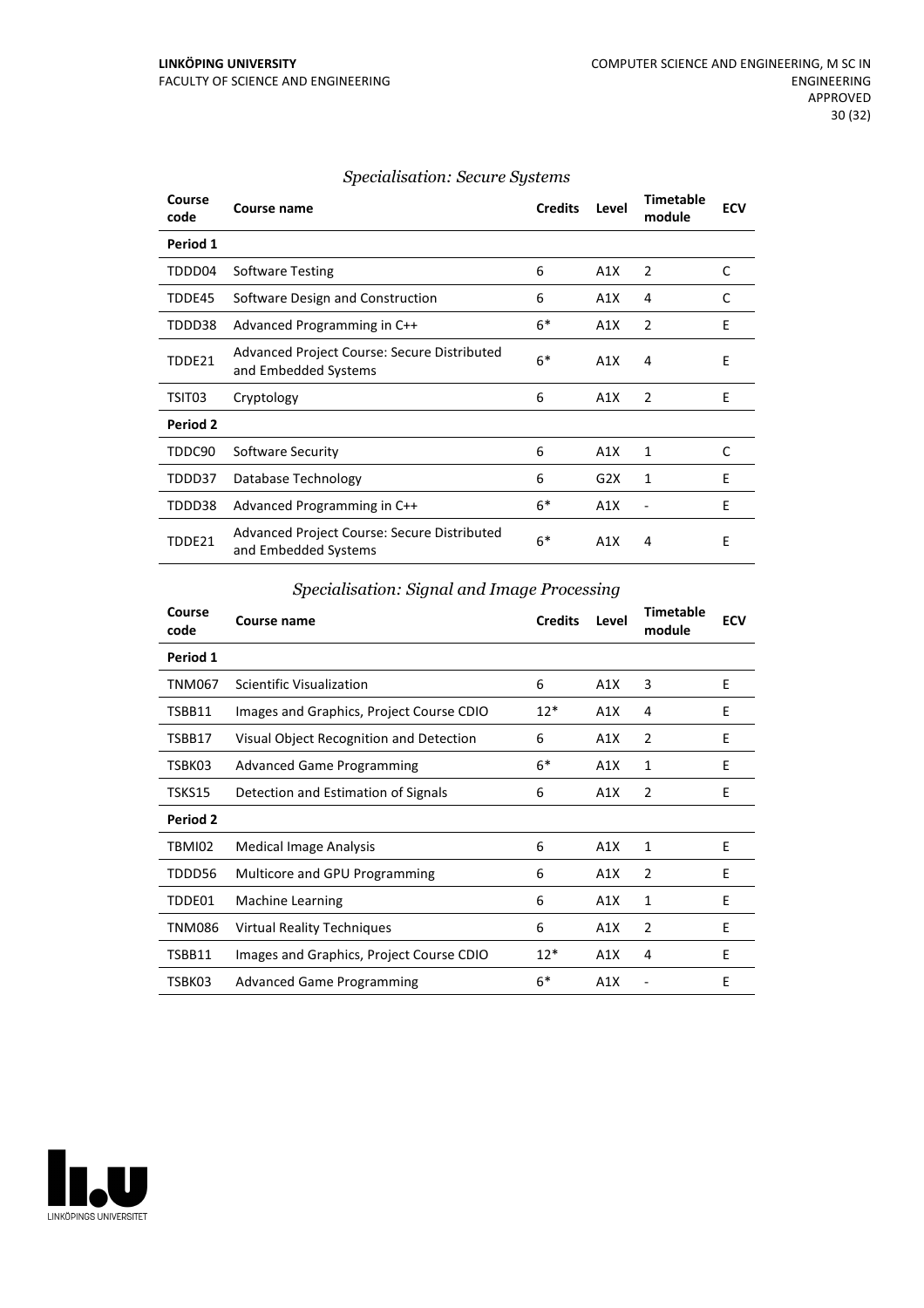*Specialisation: Secure Systems*

| Course code | Course name | Credits | Level | Timetable module | ECV |
|---|---|---|---|---|---|
| **Period 1** | | | | | |
| TDDD04 | Software Testing | 6 | A1X | 2 | C |
| TDDE45 | Software Design and Construction | 6 | A1X | 4 | C |
| TDDD38 | Advanced Programming in C++ | 6* | A1X | 2 | E |
| TDDE21 | Advanced Project Course: Secure Distributed and Embedded Systems | 6* | A1X | 4 | E |
| TSIT03 | Cryptology | 6 | A1X | 2 | E |
| **Period 2** | | | | | |
| TDDC90 | Software Security | 6 | A1X | 1 | C |
| TDDD37 | Database Technology | 6 | G2X | 1 | E |
| TDDD38 | Advanced Programming in C++ | 6* | A1X | - | E |
| TDDE21 | Advanced Project Course: Secure Distributed and Embedded Systems | 6* | A1X | 4 | E |

*Specialisation: Signal and Image Processing*

| Course code | Course name | Credits | Level | Timetable module | ECV |
|---|---|---|---|---|---|
| **Period 1** | | | | | |
| TNM067 | Scientific Visualization | 6 | A1X | 3 | E |
| TSBB11 | Images and Graphics, Project Course CDIO | 12* | A1X | 4 | E |
| TSBB17 | Visual Object Recognition and Detection | 6 | A1X | 2 | E |
| TSBK03 | Advanced Game Programming | 6* | A1X | 1 | E |
| TSKS15 | Detection and Estimation of Signals | 6 | A1X | 2 | E |
| **Period 2** | | | | | |
| TBMI02 | Medical Image Analysis | 6 | A1X | 1 | E |
| TDDD56 | Multicore and GPU Programming | 6 | A1X | 2 | E |
| TDDE01 | Machine Learning | 6 | A1X | 1 | E |
| TNM086 | Virtual Reality Techniques | 6 | A1X | 2 | E |
| TSBB11 | Images and Graphics, Project Course CDIO | 12* | A1X | 4 | E |
| TSBK03 | Advanced Game Programming | 6* | A1X | - | E |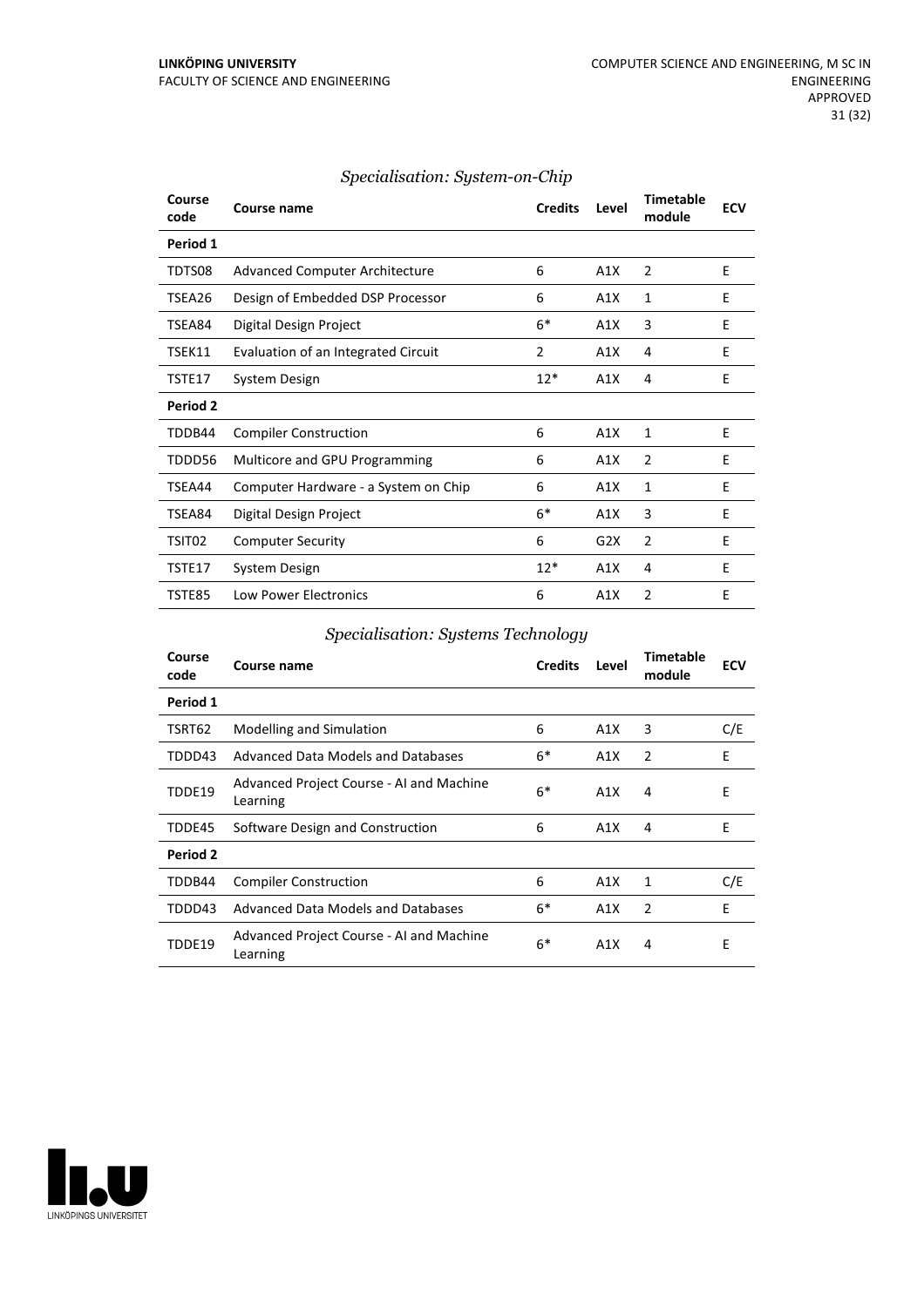### *Specialisation: System-on-Chip*

| Course code | Course name | Credits | Level | Timetable module | ECV |
|---|---|---|---|---|---|
| **Period 1** | | | | | |
| TDTS08 | Advanced Computer Architecture | 6 | A1X | 2 | E |
| TSEA26 | Design of Embedded DSP Processor | 6 | A1X | 1 | E |
| TSEA84 | Digital Design Project | 6* | A1X | 3 | E |
| TSEK11 | Evaluation of an Integrated Circuit | 2 | A1X | 4 | E |
| TSTE17 | System Design | 12* | A1X | 4 | E |
| **Period 2** | | | | | |
| TDDB44 | Compiler Construction | 6 | A1X | 1 | E |
| TDDD56 | Multicore and GPU Programming | 6 | A1X | 2 | E |
| TSEA44 | Computer Hardware - a System on Chip | 6 | A1X | 1 | E |
| TSEA84 | Digital Design Project | 6* | A1X | 3 | E |
| TSIT02 | Computer Security | 6 | G2X | 2 | E |
| TSTE17 | System Design | 12* | A1X | 4 | E |
| TSTE85 | Low Power Electronics | 6 | A1X | 2 | E |

### *Specialisation: Systems Technology*

| Course code | Course name | Credits | Level | Timetable module | ECV |
|---|---|---|---|---|---|
| **Period 1** | | | | | |
| TSRT62 | Modelling and Simulation | 6 | A1X | 3 | C/E |
| TDDD43 | Advanced Data Models and Databases | 6* | A1X | 2 | E |
| TDDE19 | Advanced Project Course - AI and Machine Learning | 6* | A1X | 4 | E |
| TDDE45 | Software Design and Construction | 6 | A1X | 4 | E |
| **Period 2** | | | | | |
| TDDB44 | Compiler Construction | 6 | A1X | 1 | C/E |
| TDDD43 | Advanced Data Models and Databases | 6* | A1X | 2 | E |
| TDDE19 | Advanced Project Course - AI and Machine Learning | 6* | A1X | 4 | E |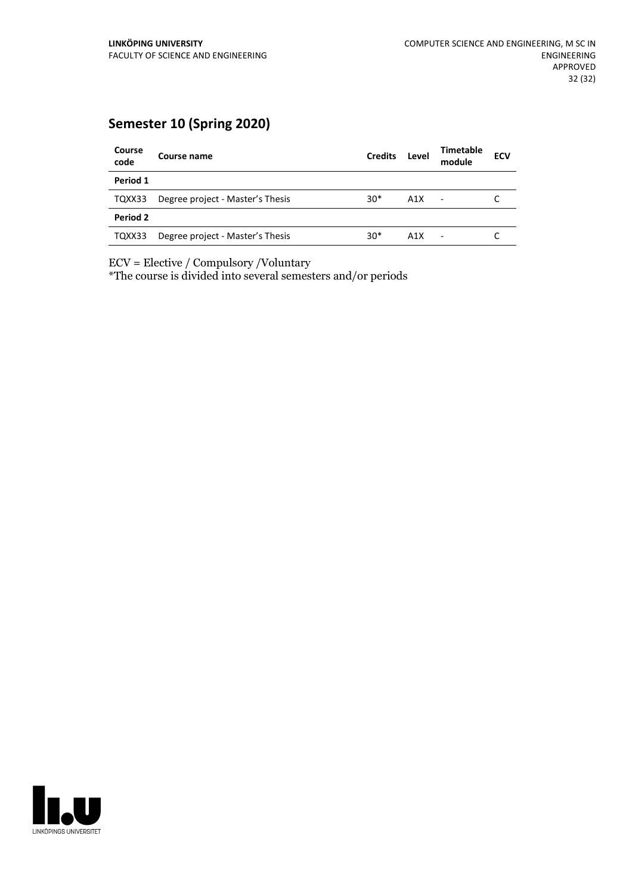## Semester 10 (Spring 2020)

| Course code | Course name | Credits | Level | Timetable module | ECV |
| --- | --- | --- | --- | --- | --- |
| **Period 1** | | | | | |
| TQXX33 | Degree project - Master's Thesis | 30* | A1X | - | C |
| **Period 2** | | | | | |
| TQXX33 | Degree project - Master's Thesis | 30* | A1X | - | C |

ECV = Elective / Compulsory /Voluntary

*The course is divided into several semesters and/or periods